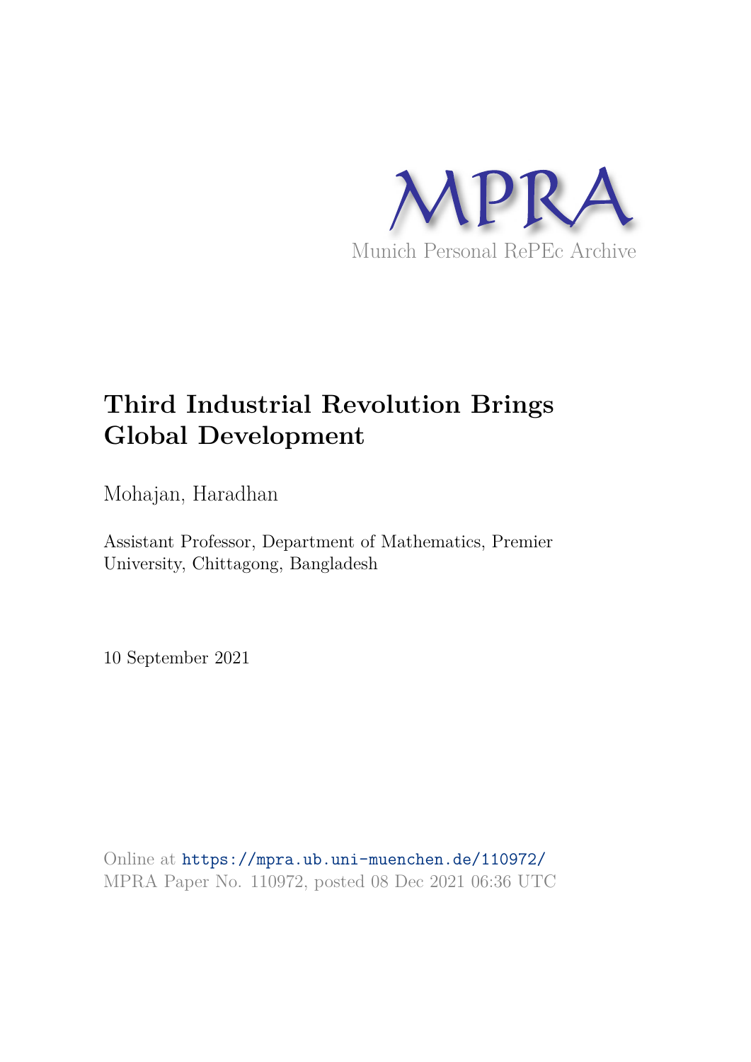MPRA

Munich Personal RePEc Archive

# Third Industrial Revolution Brings Global Development

Mohajan, Haradhan

Assistant Professor, Department of Mathematics, Premier University, Chittagong, Bangladesh

10 September 2021

Online at https://mpra.ub.uni-muenchen.de/110972/
MPRA Paper No. 110972, posted 08 Dec 2021 06:36 UTC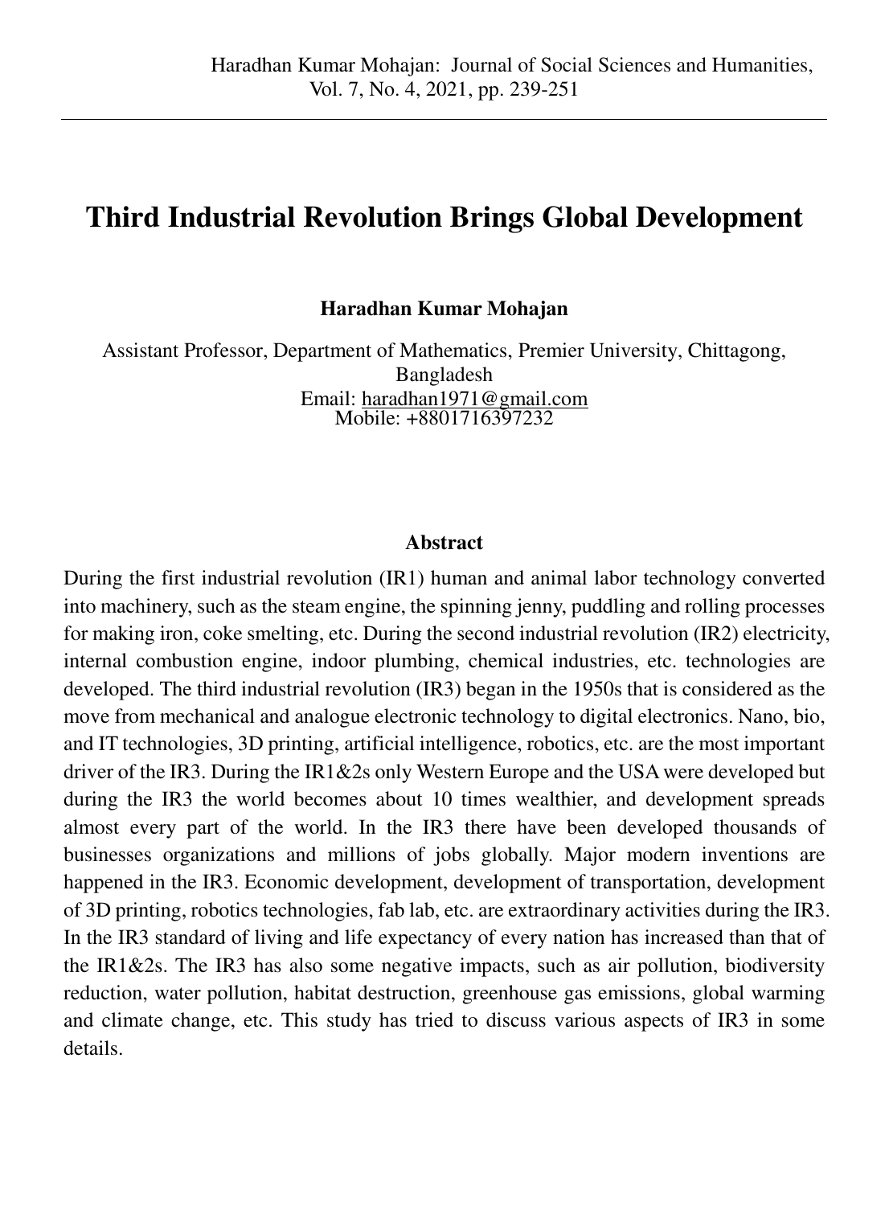# Third Industrial Revolution Brings Global Development

**Haradhan Kumar Mohajan**

Assistant Professor, Department of Mathematics, Premier University, Chittagong, Bangladesh
Email: haradhan1971@gmail.com
Mobile: +8801716397232

## Abstract

During the first industrial revolution (IR1) human and animal labor technology converted into machinery, such as the steam engine, the spinning jenny, puddling and rolling processes for making iron, coke smelting, etc. During the second industrial revolution (IR2) electricity, internal combustion engine, indoor plumbing, chemical industries, etc. technologies are developed. The third industrial revolution (IR3) began in the 1950s that is considered as the move from mechanical and analogue electronic technology to digital electronics. Nano, bio, and IT technologies, 3D printing, artificial intelligence, robotics, etc. are the most important driver of the IR3. During the IR1&2s only Western Europe and the USA were developed but during the IR3 the world becomes about 10 times wealthier, and development spreads almost every part of the world. In the IR3 there have been developed thousands of businesses organizations and millions of jobs globally. Major modern inventions are happened in the IR3. Economic development, development of transportation, development of 3D printing, robotics technologies, fab lab, etc. are extraordinary activities during the IR3. In the IR3 standard of living and life expectancy of every nation has increased than that of the IR1&2s. The IR3 has also some negative impacts, such as air pollution, biodiversity reduction, water pollution, habitat destruction, greenhouse gas emissions, global warming and climate change, etc. This study has tried to discuss various aspects of IR3 in some details.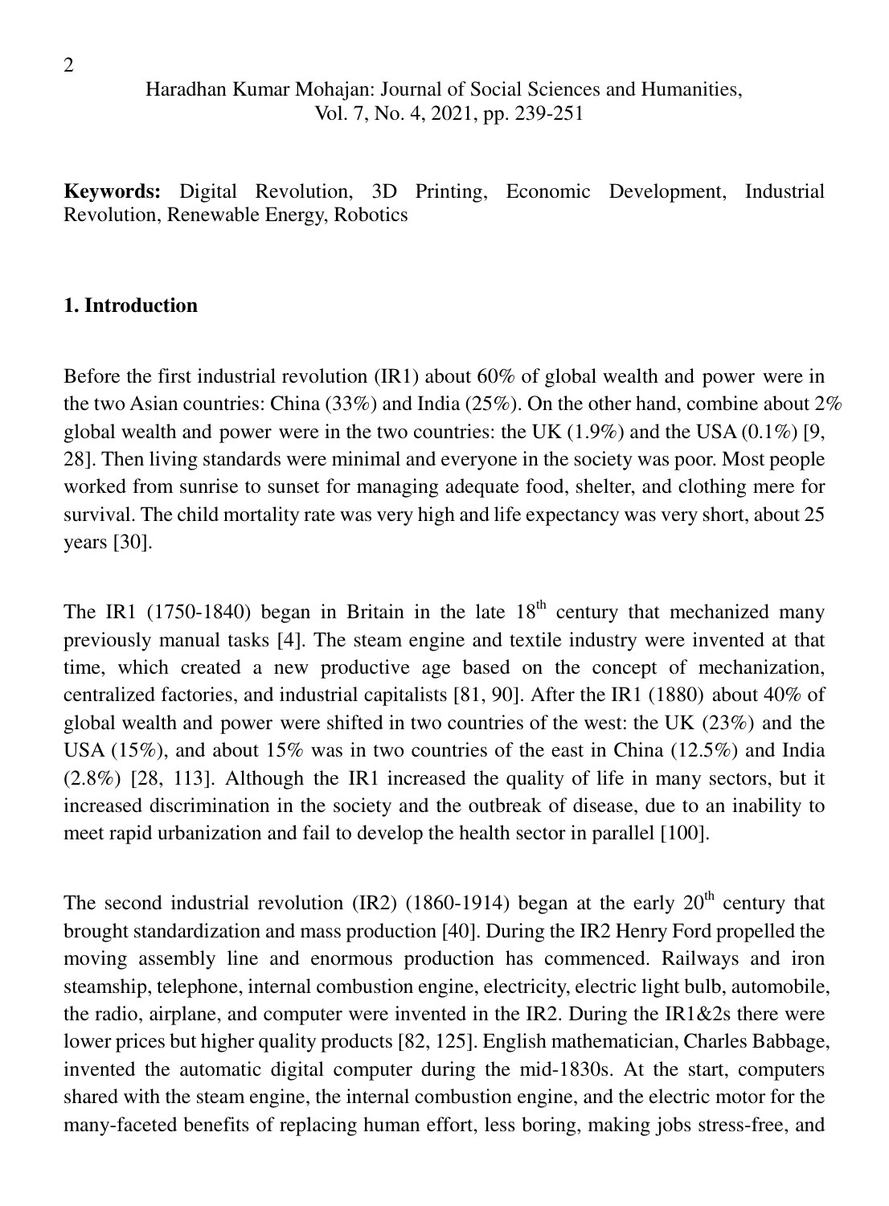**Keywords:** Digital Revolution, 3D Printing, Economic Development, Industrial Revolution, Renewable Energy, Robotics

## 1. Introduction

Before the first industrial revolution (IR1) about 60% of global wealth and power were in the two Asian countries: China (33%) and India (25%). On the other hand, combine about 2% global wealth and power were in the two countries: the UK (1.9%) and the USA (0.1%) [9, 28]. Then living standards were minimal and everyone in the society was poor. Most people worked from sunrise to sunset for managing adequate food, shelter, and clothing mere for survival. The child mortality rate was very high and life expectancy was very short, about 25 years [30].

The IR1 (1750-1840) began in Britain in the late 18th century that mechanized many previously manual tasks [4]. The steam engine and textile industry were invented at that time, which created a new productive age based on the concept of mechanization, centralized factories, and industrial capitalists [81, 90]. After the IR1 (1880) about 40% of global wealth and power were shifted in two countries of the west: the UK (23%) and the USA (15%), and about 15% was in two countries of the east in China (12.5%) and India (2.8%) [28, 113]. Although the IR1 increased the quality of life in many sectors, but it increased discrimination in the society and the outbreak of disease, due to an inability to meet rapid urbanization and fail to develop the health sector in parallel [100].

The second industrial revolution (IR2) (1860-1914) began at the early 20th century that brought standardization and mass production [40]. During the IR2 Henry Ford propelled the moving assembly line and enormous production has commenced. Railways and iron steamship, telephone, internal combustion engine, electricity, electric light bulb, automobile, the radio, airplane, and computer were invented in the IR2. During the IR1&2s there were lower prices but higher quality products [82, 125]. English mathematician, Charles Babbage, invented the automatic digital computer during the mid-1830s. At the start, computers shared with the steam engine, the internal combustion engine, and the electric motor for the many-faceted benefits of replacing human effort, less boring, making jobs stress-free, and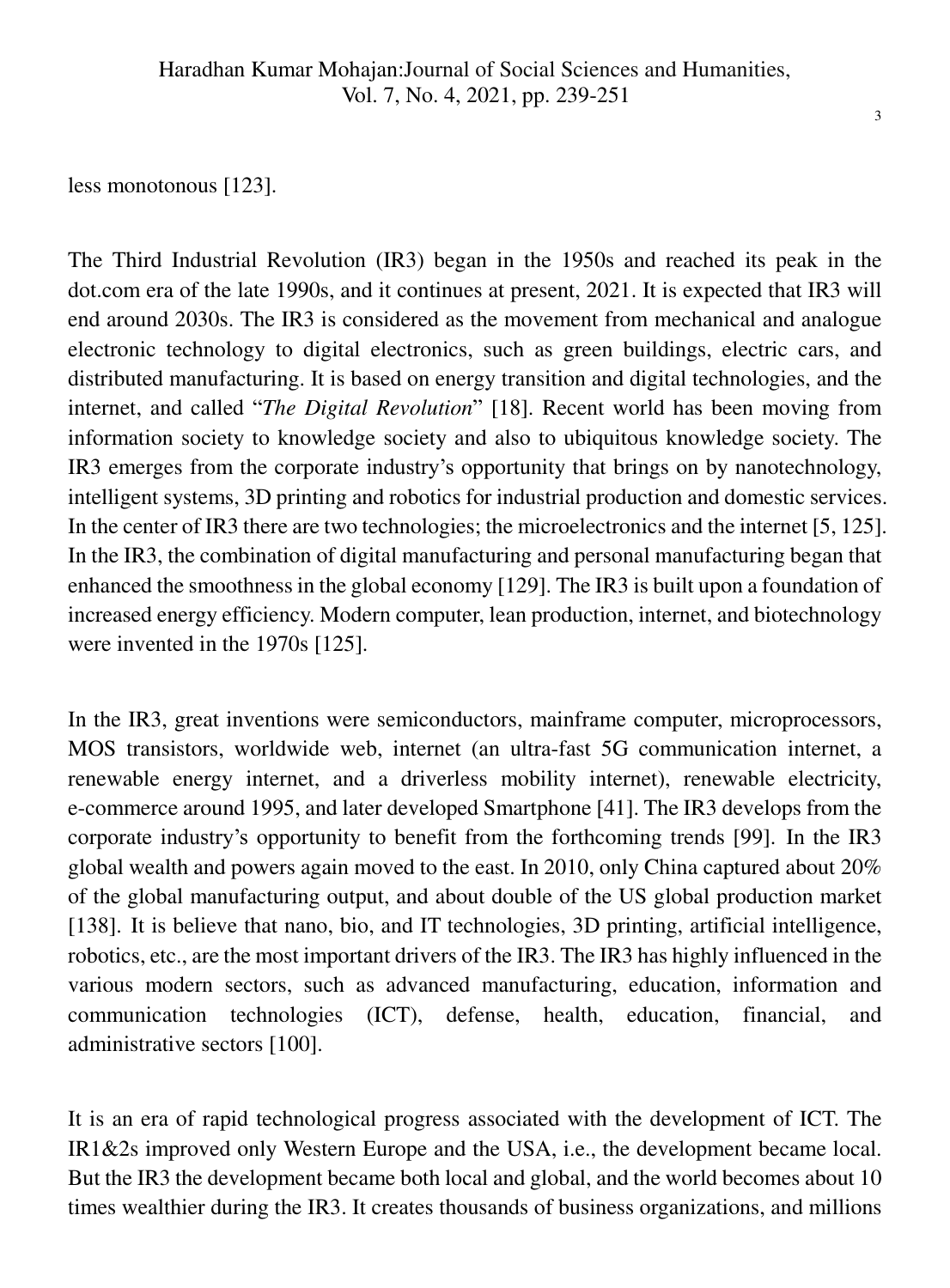less monotonous [123].

The Third Industrial Revolution (IR3) began in the 1950s and reached its peak in the dot.com era of the late 1990s, and it continues at present, 2021. It is expected that IR3 will end around 2030s. The IR3 is considered as the movement from mechanical and analogue electronic technology to digital electronics, such as green buildings, electric cars, and distributed manufacturing. It is based on energy transition and digital technologies, and the internet, and called "*The Digital Revolution*" [18]. Recent world has been moving from information society to knowledge society and also to ubiquitous knowledge society. The IR3 emerges from the corporate industry's opportunity that brings on by nanotechnology, intelligent systems, 3D printing and robotics for industrial production and domestic services. In the center of IR3 there are two technologies; the microelectronics and the internet [5, 125]. In the IR3, the combination of digital manufacturing and personal manufacturing began that enhanced the smoothness in the global economy [129]. The IR3 is built upon a foundation of increased energy efficiency. Modern computer, lean production, internet, and biotechnology were invented in the 1970s [125].

In the IR3, great inventions were semiconductors, mainframe computer, microprocessors, MOS transistors, worldwide web, internet (an ultra-fast 5G communication internet, a renewable energy internet, and a driverless mobility internet), renewable electricity, e-commerce around 1995, and later developed Smartphone [41]. The IR3 develops from the corporate industry's opportunity to benefit from the forthcoming trends [99]. In the IR3 global wealth and powers again moved to the east. In 2010, only China captured about 20% of the global manufacturing output, and about double of the US global production market [138]. It is believe that nano, bio, and IT technologies, 3D printing, artificial intelligence, robotics, etc., are the most important drivers of the IR3. The IR3 has highly influenced in the various modern sectors, such as advanced manufacturing, education, information and communication technologies (ICT), defense, health, education, financial, and administrative sectors [100].

It is an era of rapid technological progress associated with the development of ICT. The IR1&2s improved only Western Europe and the USA, i.e., the development became local. But the IR3 the development became both local and global, and the world becomes about 10 times wealthier during the IR3. It creates thousands of business organizations, and millions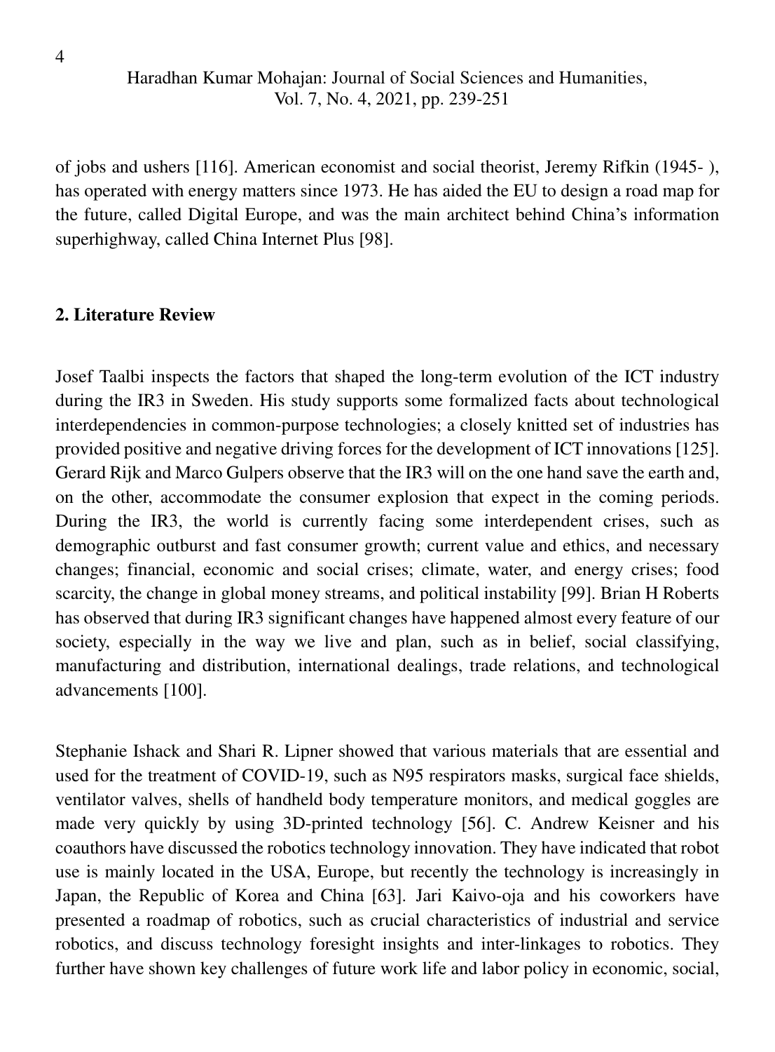of jobs and ushers [116]. American economist and social theorist, Jeremy Rifkin (1945- ), has operated with energy matters since 1973. He has aided the EU to design a road map for the future, called Digital Europe, and was the main architect behind China's information superhighway, called China Internet Plus [98].

## 2. Literature Review

Josef Taalbi inspects the factors that shaped the long-term evolution of the ICT industry during the IR3 in Sweden. His study supports some formalized facts about technological interdependencies in common-purpose technologies; a closely knitted set of industries has provided positive and negative driving forces for the development of ICT innovations [125]. Gerard Rijk and Marco Gulpers observe that the IR3 will on the one hand save the earth and, on the other, accommodate the consumer explosion that expect in the coming periods. During the IR3, the world is currently facing some interdependent crises, such as demographic outburst and fast consumer growth; current value and ethics, and necessary changes; financial, economic and social crises; climate, water, and energy crises; food scarcity, the change in global money streams, and political instability [99]. Brian H Roberts has observed that during IR3 significant changes have happened almost every feature of our society, especially in the way we live and plan, such as in belief, social classifying, manufacturing and distribution, international dealings, trade relations, and technological advancements [100].

Stephanie Ishack and Shari R. Lipner showed that various materials that are essential and used for the treatment of COVID-19, such as N95 respirators masks, surgical face shields, ventilator valves, shells of handheld body temperature monitors, and medical goggles are made very quickly by using 3D-printed technology [56]. C. Andrew Keisner and his coauthors have discussed the robotics technology innovation. They have indicated that robot use is mainly located in the USA, Europe, but recently the technology is increasingly in Japan, the Republic of Korea and China [63]. Jari Kaivo-oja and his coworkers have presented a roadmap of robotics, such as crucial characteristics of industrial and service robotics, and discuss technology foresight insights and inter-linkages to robotics. They further have shown key challenges of future work life and labor policy in economic, social,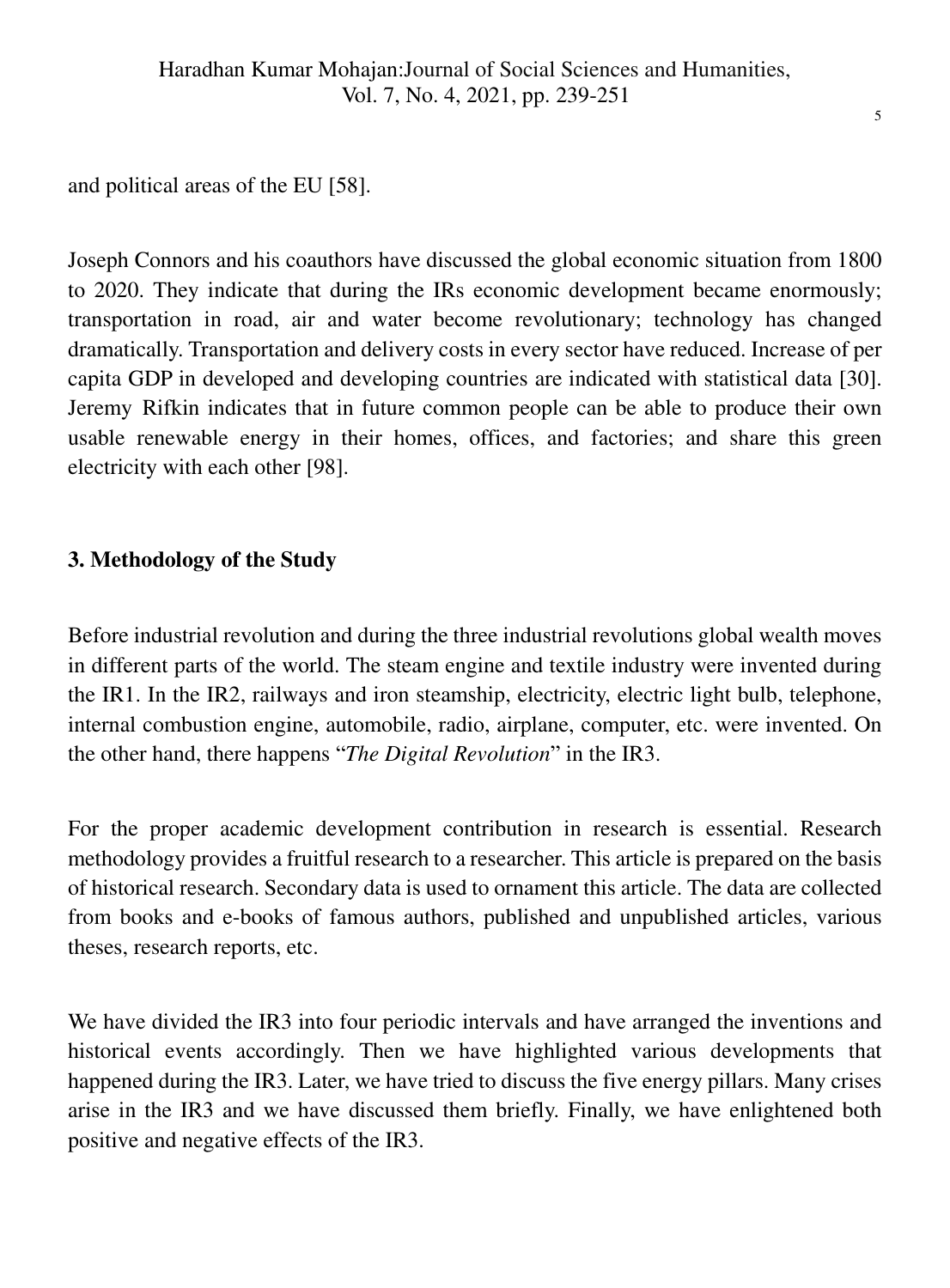and political areas of the EU [58].

Joseph Connors and his coauthors have discussed the global economic situation from 1800 to 2020. They indicate that during the IRs economic development became enormously; transportation in road, air and water become revolutionary; technology has changed dramatically. Transportation and delivery costs in every sector have reduced. Increase of per capita GDP in developed and developing countries are indicated with statistical data [30]. Jeremy Rifkin indicates that in future common people can be able to produce their own usable renewable energy in their homes, offices, and factories; and share this green electricity with each other [98].

## 3. Methodology of the Study

Before industrial revolution and during the three industrial revolutions global wealth moves in different parts of the world. The steam engine and textile industry were invented during the IR1. In the IR2, railways and iron steamship, electricity, electric light bulb, telephone, internal combustion engine, automobile, radio, airplane, computer, etc. were invented. On the other hand, there happens "*The Digital Revolution*" in the IR3.

For the proper academic development contribution in research is essential. Research methodology provides a fruitful research to a researcher. This article is prepared on the basis of historical research. Secondary data is used to ornament this article. The data are collected from books and e-books of famous authors, published and unpublished articles, various theses, research reports, etc.

We have divided the IR3 into four periodic intervals and have arranged the inventions and historical events accordingly. Then we have highlighted various developments that happened during the IR3. Later, we have tried to discuss the five energy pillars. Many crises arise in the IR3 and we have discussed them briefly. Finally, we have enlightened both positive and negative effects of the IR3.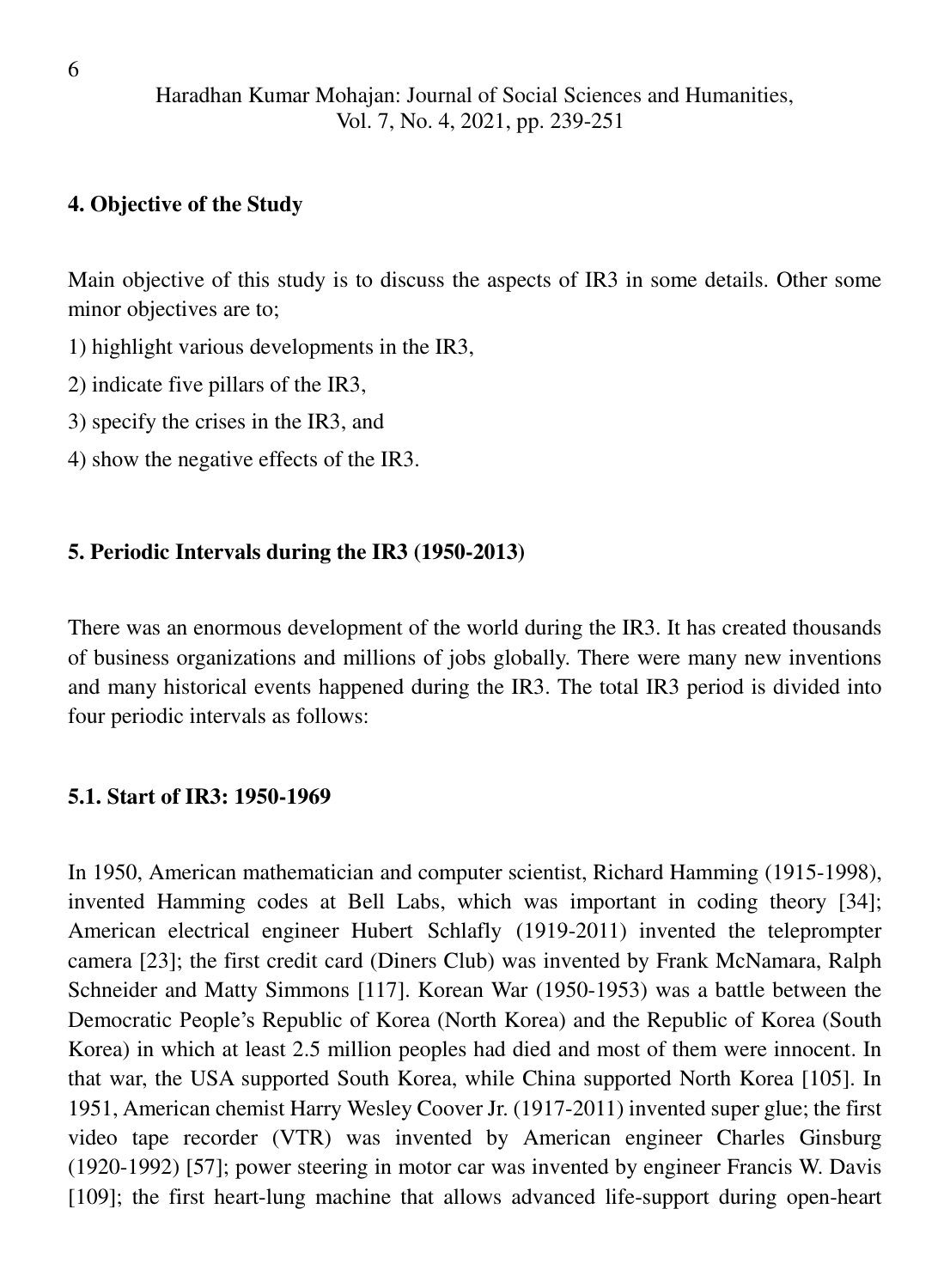## 4. Objective of the Study

Main objective of this study is to discuss the aspects of IR3 in some details. Other some minor objectives are to;

1) highlight various developments in the IR3,
2) indicate five pillars of the IR3,
3) specify the crises in the IR3, and
4) show the negative effects of the IR3.

## 5. Periodic Intervals during the IR3 (1950-2013)

There was an enormous development of the world during the IR3. It has created thousands of business organizations and millions of jobs globally. There were many new inventions and many historical events happened during the IR3. The total IR3 period is divided into four periodic intervals as follows:

### 5.1. Start of IR3: 1950-1969

In 1950, American mathematician and computer scientist, Richard Hamming (1915-1998), invented Hamming codes at Bell Labs, which was important in coding theory [34]; American electrical engineer Hubert Schlafly (1919-2011) invented the teleprompter camera [23]; the first credit card (Diners Club) was invented by Frank McNamara, Ralph Schneider and Matty Simmons [117]. Korean War (1950-1953) was a battle between the Democratic People's Republic of Korea (North Korea) and the Republic of Korea (South Korea) in which at least 2.5 million peoples had died and most of them were innocent. In that war, the USA supported South Korea, while China supported North Korea [105]. In 1951, American chemist Harry Wesley Coover Jr. (1917-2011) invented super glue; the first video tape recorder (VTR) was invented by American engineer Charles Ginsburg (1920-1992) [57]; power steering in motor car was invented by engineer Francis W. Davis [109]; the first heart-lung machine that allows advanced life-support during open-heart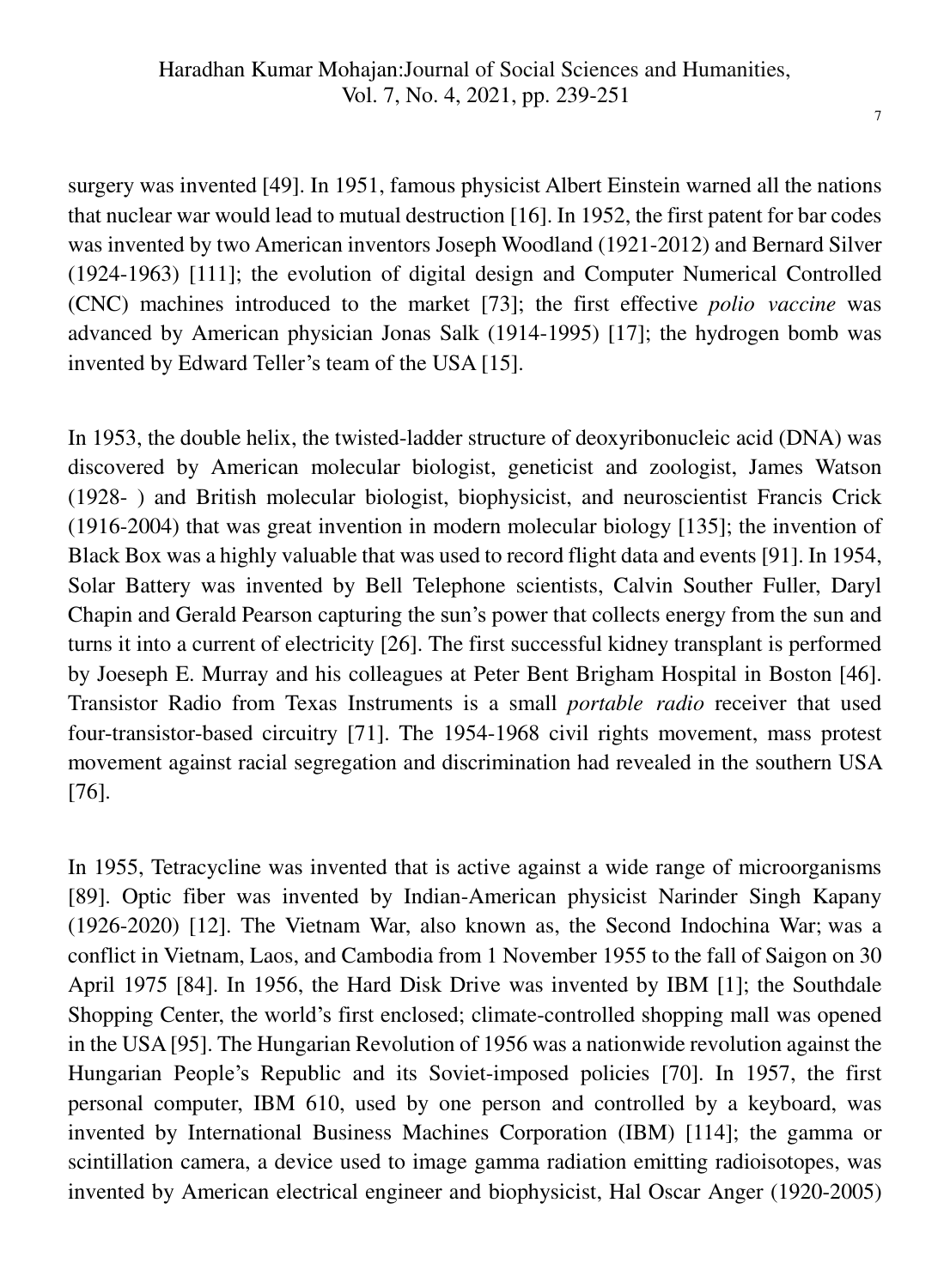surgery was invented [49]. In 1951, famous physicist Albert Einstein warned all the nations that nuclear war would lead to mutual destruction [16]. In 1952, the first patent for bar codes was invented by two American inventors Joseph Woodland (1921-2012) and Bernard Silver (1924-1963) [111]; the evolution of digital design and Computer Numerical Controlled (CNC) machines introduced to the market [73]; the first effective *polio vaccine* was advanced by American physician Jonas Salk (1914-1995) [17]; the hydrogen bomb was invented by Edward Teller's team of the USA [15].

In 1953, the double helix, the twisted-ladder structure of deoxyribonucleic acid (DNA) was discovered by American molecular biologist, geneticist and zoologist, James Watson (1928- ) and British molecular biologist, biophysicist, and neuroscientist Francis Crick (1916-2004) that was great invention in modern molecular biology [135]; the invention of Black Box was a highly valuable that was used to record flight data and events [91]. In 1954, Solar Battery was invented by Bell Telephone scientists, Calvin Souther Fuller, Daryl Chapin and Gerald Pearson capturing the sun's power that collects energy from the sun and turns it into a current of electricity [26]. The first successful kidney transplant is performed by Joeseph E. Murray and his colleagues at Peter Bent Brigham Hospital in Boston [46]. Transistor Radio from Texas Instruments is a small *portable radio* receiver that used four-transistor-based circuitry [71]. The 1954-1968 civil rights movement, mass protest movement against racial segregation and discrimination had revealed in the southern USA [76].

In 1955, Tetracycline was invented that is active against a wide range of microorganisms [89]. Optic fiber was invented by Indian-American physicist Narinder Singh Kapany (1926-2020) [12]. The Vietnam War, also known as, the Second Indochina War; was a conflict in Vietnam, Laos, and Cambodia from 1 November 1955 to the fall of Saigon on 30 April 1975 [84]. In 1956, the Hard Disk Drive was invented by IBM [1]; the Southdale Shopping Center, the world's first enclosed; climate-controlled shopping mall was opened in the USA [95]. The Hungarian Revolution of 1956 was a nationwide revolution against the Hungarian People's Republic and its Soviet-imposed policies [70]. In 1957, the first personal computer, IBM 610, used by one person and controlled by a keyboard, was invented by International Business Machines Corporation (IBM) [114]; the gamma or scintillation camera, a device used to image gamma radiation emitting radioisotopes, was invented by American electrical engineer and biophysicist, Hal Oscar Anger (1920-2005)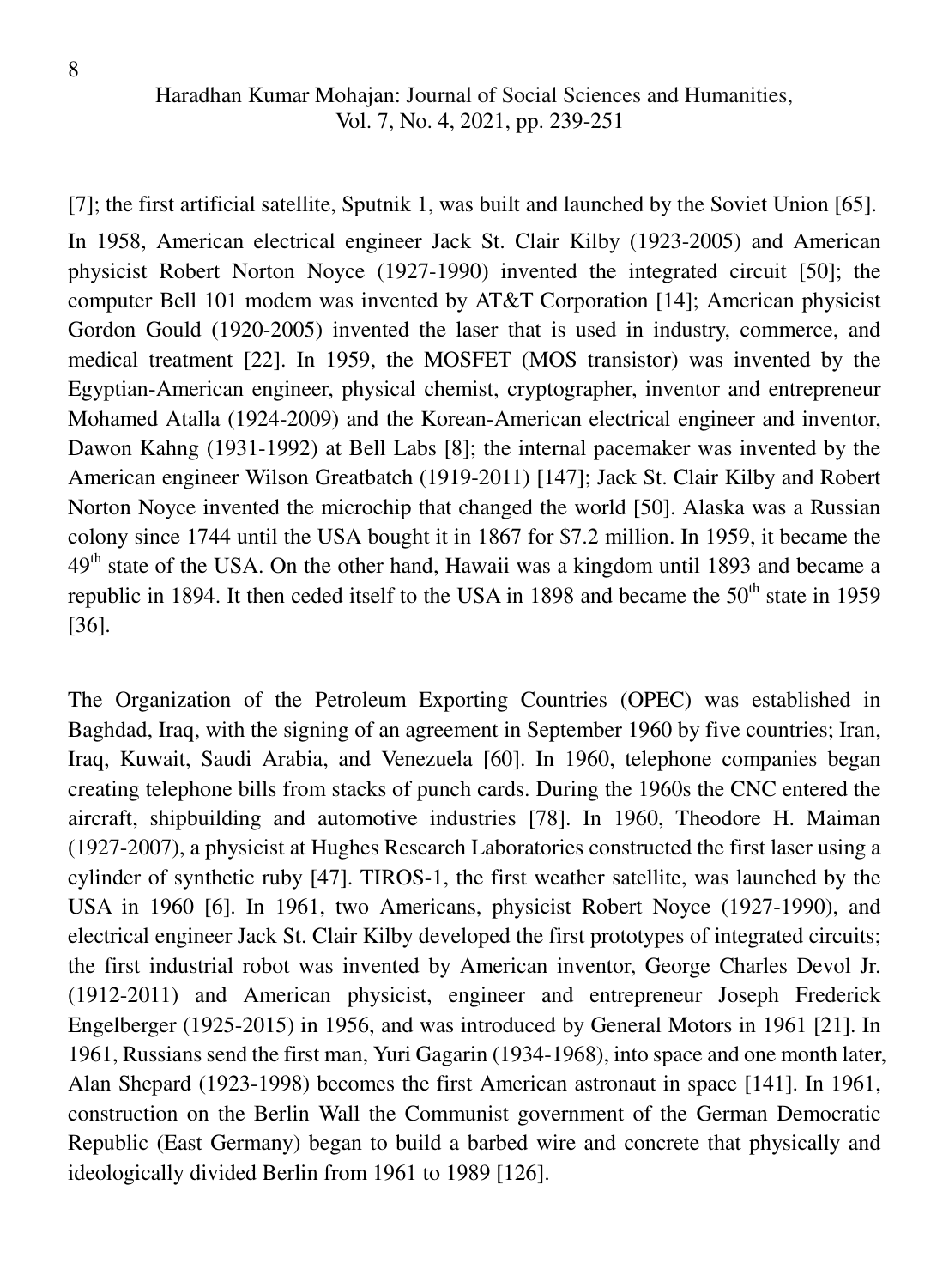[7]; the first artificial satellite, Sputnik 1, was built and launched by the Soviet Union [65]. In 1958, American electrical engineer Jack St. Clair Kilby (1923-2005) and American physicist Robert Norton Noyce (1927-1990) invented the integrated circuit [50]; the computer Bell 101 modem was invented by AT&T Corporation [14]; American physicist Gordon Gould (1920-2005) invented the laser that is used in industry, commerce, and medical treatment [22]. In 1959, the MOSFET (MOS transistor) was invented by the Egyptian-American engineer, physical chemist, cryptographer, inventor and entrepreneur Mohamed Atalla (1924-2009) and the Korean-American electrical engineer and inventor, Dawon Kahng (1931-1992) at Bell Labs [8]; the internal pacemaker was invented by the American engineer Wilson Greatbatch (1919-2011) [147]; Jack St. Clair Kilby and Robert Norton Noyce invented the microchip that changed the world [50]. Alaska was a Russian colony since 1744 until the USA bought it in 1867 for $7.2 million. In 1959, it became the 49th state of the USA. On the other hand, Hawaii was a kingdom until 1893 and became a republic in 1894. It then ceded itself to the USA in 1898 and became the 50th state in 1959 [36].

The Organization of the Petroleum Exporting Countries (OPEC) was established in Baghdad, Iraq, with the signing of an agreement in September 1960 by five countries; Iran, Iraq, Kuwait, Saudi Arabia, and Venezuela [60]. In 1960, telephone companies began creating telephone bills from stacks of punch cards. During the 1960s the CNC entered the aircraft, shipbuilding and automotive industries [78]. In 1960, Theodore H. Maiman (1927-2007), a physicist at Hughes Research Laboratories constructed the first laser using a cylinder of synthetic ruby [47]. TIROS-1, the first weather satellite, was launched by the USA in 1960 [6]. In 1961, two Americans, physicist Robert Noyce (1927-1990), and electrical engineer Jack St. Clair Kilby developed the first prototypes of integrated circuits; the first industrial robot was invented by American inventor, George Charles Devol Jr. (1912-2011) and American physicist, engineer and entrepreneur Joseph Frederick Engelberger (1925-2015) in 1956, and was introduced by General Motors in 1961 [21]. In 1961, Russians send the first man, Yuri Gagarin (1934-1968), into space and one month later, Alan Shepard (1923-1998) becomes the first American astronaut in space [141]. In 1961, construction on the Berlin Wall the Communist government of the German Democratic Republic (East Germany) began to build a barbed wire and concrete that physically and ideologically divided Berlin from 1961 to 1989 [126].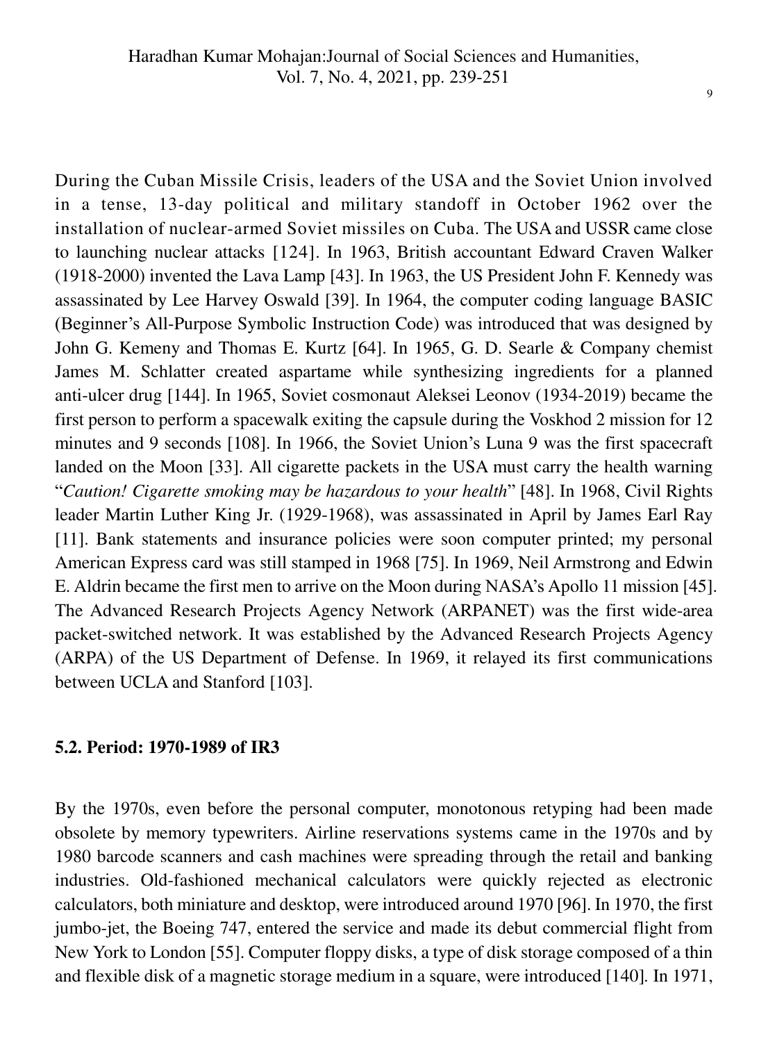During the Cuban Missile Crisis, leaders of the USA and the Soviet Union involved in a tense, 13-day political and military standoff in October 1962 over the installation of nuclear-armed Soviet missiles on Cuba. The USA and USSR came close to launching nuclear attacks [124]. In 1963, British accountant Edward Craven Walker (1918-2000) invented the Lava Lamp [43]. In 1963, the US President John F. Kennedy was assassinated by Lee Harvey Oswald [39]. In 1964, the computer coding language BASIC (Beginner's All-Purpose Symbolic Instruction Code) was introduced that was designed by John G. Kemeny and Thomas E. Kurtz [64]. In 1965, G. D. Searle & Company chemist James M. Schlatter created aspartame while synthesizing ingredients for a planned anti-ulcer drug [144]. In 1965, Soviet cosmonaut Aleksei Leonov (1934-2019) became the first person to perform a spacewalk exiting the capsule during the Voskhod 2 mission for 12 minutes and 9 seconds [108]. In 1966, the Soviet Union's Luna 9 was the first spacecraft landed on the Moon [33]. All cigarette packets in the USA must carry the health warning "*Caution! Cigarette smoking may be hazardous to your health*" [48]. In 1968, Civil Rights leader Martin Luther King Jr. (1929-1968), was assassinated in April by James Earl Ray [11]. Bank statements and insurance policies were soon computer printed; my personal American Express card was still stamped in 1968 [75]. In 1969, Neil Armstrong and Edwin E. Aldrin became the first men to arrive on the Moon during NASA's Apollo 11 mission [45]. The Advanced Research Projects Agency Network (ARPANET) was the first wide-area packet-switched network. It was established by the Advanced Research Projects Agency (ARPA) of the US Department of Defense. In 1969, it relayed its first communications between UCLA and Stanford [103].

### 5.2. Period: 1970-1989 of IR3

By the 1970s, even before the personal computer, monotonous retyping had been made obsolete by memory typewriters. Airline reservations systems came in the 1970s and by 1980 barcode scanners and cash machines were spreading through the retail and banking industries. Old-fashioned mechanical calculators were quickly rejected as electronic calculators, both miniature and desktop, were introduced around 1970 [96]. In 1970, the first jumbo-jet, the Boeing 747, entered the service and made its debut commercial flight from New York to London [55]. Computer floppy disks, a type of disk storage composed of a thin and flexible disk of a magnetic storage medium in a square, were introduced [140]. In 1971,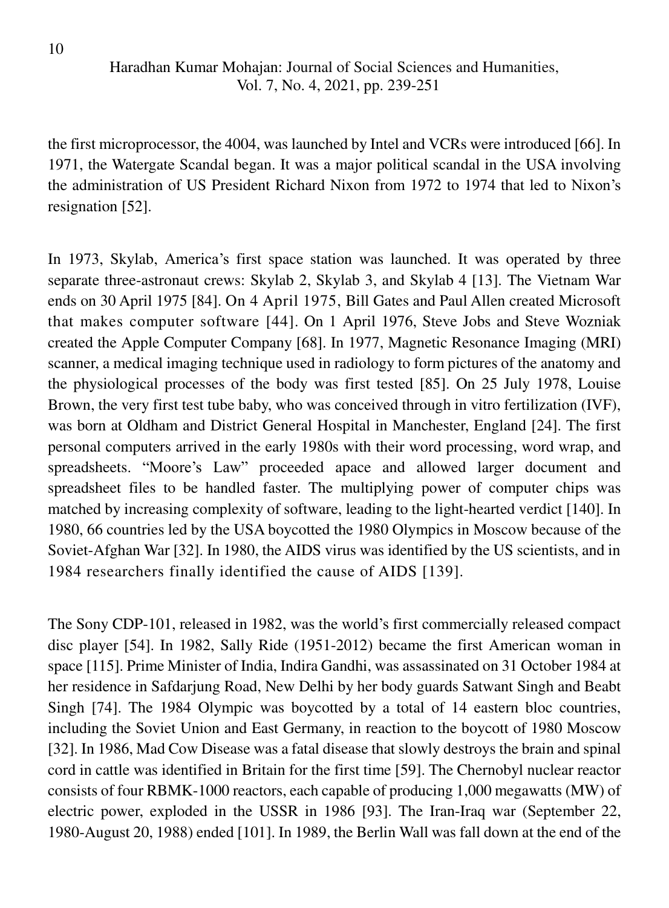the first microprocessor, the 4004, was launched by Intel and VCRs were introduced [66]. In 1971, the Watergate Scandal began. It was a major political scandal in the USA involving the administration of US President Richard Nixon from 1972 to 1974 that led to Nixon's resignation [52].

In 1973, Skylab, America's first space station was launched. It was operated by three separate three-astronaut crews: Skylab 2, Skylab 3, and Skylab 4 [13]. The Vietnam War ends on 30 April 1975 [84]. On 4 April 1975, Bill Gates and Paul Allen created Microsoft that makes computer software [44]. On 1 April 1976, Steve Jobs and Steve Wozniak created the Apple Computer Company [68]. In 1977, Magnetic Resonance Imaging (MRI) scanner, a medical imaging technique used in radiology to form pictures of the anatomy and the physiological processes of the body was first tested [85]. On 25 July 1978, Louise Brown, the very first test tube baby, who was conceived through in vitro fertilization (IVF), was born at Oldham and District General Hospital in Manchester, England [24]. The first personal computers arrived in the early 1980s with their word processing, word wrap, and spreadsheets. "Moore's Law" proceeded apace and allowed larger document and spreadsheet files to be handled faster. The multiplying power of computer chips was matched by increasing complexity of software, leading to the light-hearted verdict [140]. In 1980, 66 countries led by the USA boycotted the 1980 Olympics in Moscow because of the Soviet-Afghan War [32]. In 1980, the AIDS virus was identified by the US scientists, and in 1984 researchers finally identified the cause of AIDS [139].

The Sony CDP-101, released in 1982, was the world's first commercially released compact disc player [54]. In 1982, Sally Ride (1951-2012) became the first American woman in space [115]. Prime Minister of India, Indira Gandhi, was assassinated on 31 October 1984 at her residence in Safdarjung Road, New Delhi by her body guards Satwant Singh and Beabt Singh [74]. The 1984 Olympic was boycotted by a total of 14 eastern bloc countries, including the Soviet Union and East Germany, in reaction to the boycott of 1980 Moscow [32]. In 1986, Mad Cow Disease was a fatal disease that slowly destroys the brain and spinal cord in cattle was identified in Britain for the first time [59]. The Chernobyl nuclear reactor consists of four RBMK-1000 reactors, each capable of producing 1,000 megawatts (MW) of electric power, exploded in the USSR in 1986 [93]. The Iran-Iraq war (September 22, 1980-August 20, 1988) ended [101]. In 1989, the Berlin Wall was fall down at the end of the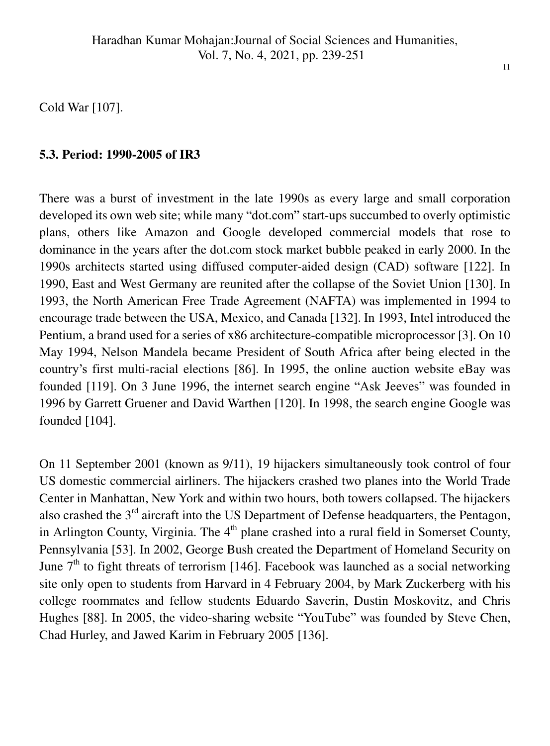Cold War [107].

### 5.3. Period: 1990-2005 of IR3

There was a burst of investment in the late 1990s as every large and small corporation developed its own web site; while many "dot.com" start-ups succumbed to overly optimistic plans, others like Amazon and Google developed commercial models that rose to dominance in the years after the dot.com stock market bubble peaked in early 2000. In the 1990s architects started using diffused computer-aided design (CAD) software [122]. In 1990, East and West Germany are reunited after the collapse of the Soviet Union [130]. In 1993, the North American Free Trade Agreement (NAFTA) was implemented in 1994 to encourage trade between the USA, Mexico, and Canada [132]. In 1993, Intel introduced the Pentium, a brand used for a series of x86 architecture-compatible microprocessor [3]. On 10 May 1994, Nelson Mandela became President of South Africa after being elected in the country's first multi-racial elections [86]. In 1995, the online auction website eBay was founded [119]. On 3 June 1996, the internet search engine "Ask Jeeves" was founded in 1996 by Garrett Gruener and David Warthen [120]. In 1998, the search engine Google was founded [104].

On 11 September 2001 (known as 9/11), 19 hijackers simultaneously took control of four US domestic commercial airliners. The hijackers crashed two planes into the World Trade Center in Manhattan, New York and within two hours, both towers collapsed. The hijackers also crashed the 3rd aircraft into the US Department of Defense headquarters, the Pentagon, in Arlington County, Virginia. The 4th plane crashed into a rural field in Somerset County, Pennsylvania [53]. In 2002, George Bush created the Department of Homeland Security on June 7th to fight threats of terrorism [146]. Facebook was launched as a social networking site only open to students from Harvard in 4 February 2004, by Mark Zuckerberg with his college roommates and fellow students Eduardo Saverin, Dustin Moskovitz, and Chris Hughes [88]. In 2005, the video-sharing website "YouTube" was founded by Steve Chen, Chad Hurley, and Jawed Karim in February 2005 [136].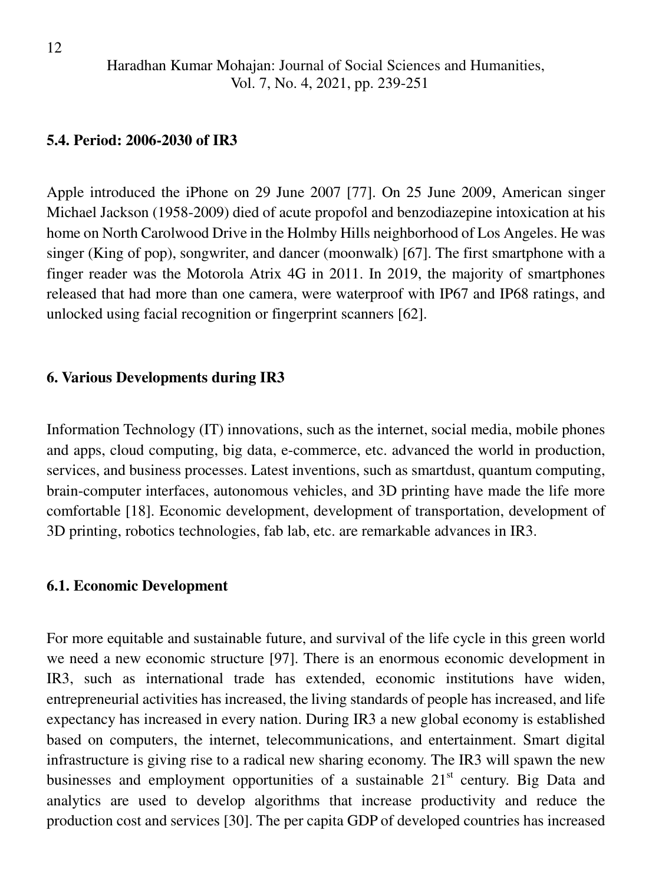### 5.4. Period: 2006-2030 of IR3

Apple introduced the iPhone on 29 June 2007 [77]. On 25 June 2009, American singer Michael Jackson (1958-2009) died of acute propofol and benzodiazepine intoxication at his home on North Carolwood Drive in the Holmby Hills neighborhood of Los Angeles. He was singer (King of pop), songwriter, and dancer (moonwalk) [67]. The first smartphone with a finger reader was the Motorola Atrix 4G in 2011. In 2019, the majority of smartphones released that had more than one camera, were waterproof with IP67 and IP68 ratings, and unlocked using facial recognition or fingerprint scanners [62].

## 6. Various Developments during IR3

Information Technology (IT) innovations, such as the internet, social media, mobile phones and apps, cloud computing, big data, e-commerce, etc. advanced the world in production, services, and business processes. Latest inventions, such as smartdust, quantum computing, brain-computer interfaces, autonomous vehicles, and 3D printing have made the life more comfortable [18]. Economic development, development of transportation, development of 3D printing, robotics technologies, fab lab, etc. are remarkable advances in IR3.

### 6.1. Economic Development

For more equitable and sustainable future, and survival of the life cycle in this green world we need a new economic structure [97]. There is an enormous economic development in IR3, such as international trade has extended, economic institutions have widen, entrepreneurial activities has increased, the living standards of people has increased, and life expectancy has increased in every nation. During IR3 a new global economy is established based on computers, the internet, telecommunications, and entertainment. Smart digital infrastructure is giving rise to a radical new sharing economy. The IR3 will spawn the new businesses and employment opportunities of a sustainable 21st century. Big Data and analytics are used to develop algorithms that increase productivity and reduce the production cost and services [30]. The per capita GDP of developed countries has increased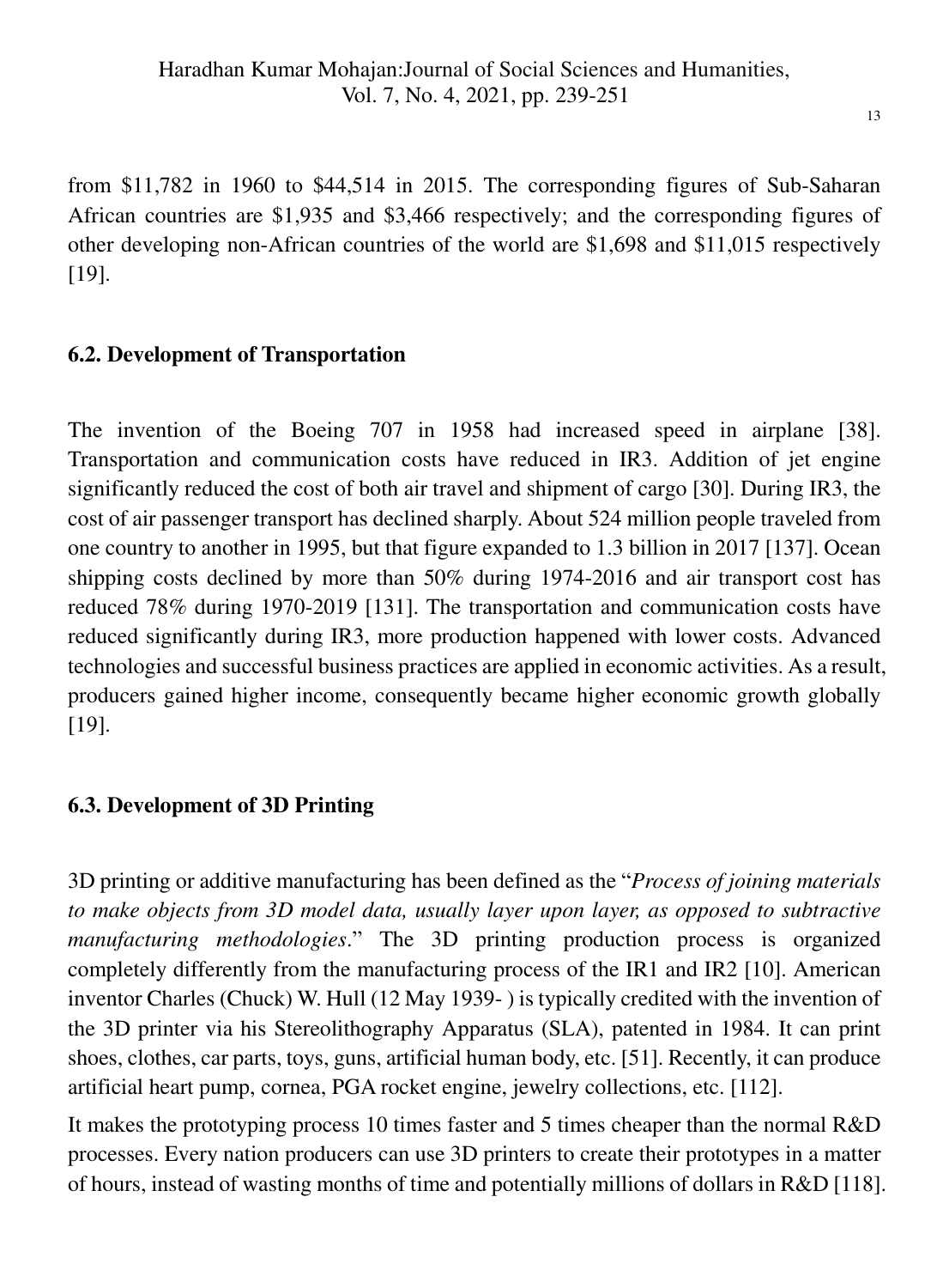from $11,782 in 1960 to $44,514 in 2015. The corresponding figures of Sub-Saharan African countries are $1,935 and $3,466 respectively; and the corresponding figures of other developing non-African countries of the world are $1,698 and $11,015 respectively [19].

### 6.2. Development of Transportation

The invention of the Boeing 707 in 1958 had increased speed in airplane [38]. Transportation and communication costs have reduced in IR3. Addition of jet engine significantly reduced the cost of both air travel and shipment of cargo [30]. During IR3, the cost of air passenger transport has declined sharply. About 524 million people traveled from one country to another in 1995, but that figure expanded to 1.3 billion in 2017 [137]. Ocean shipping costs declined by more than 50% during 1974-2016 and air transport cost has reduced 78% during 1970-2019 [131]. The transportation and communication costs have reduced significantly during IR3, more production happened with lower costs. Advanced technologies and successful business practices are applied in economic activities. As a result, producers gained higher income, consequently became higher economic growth globally [19].

### 6.3. Development of 3D Printing

3D printing or additive manufacturing has been defined as the "*Process of joining materials to make objects from 3D model data, usually layer upon layer, as opposed to subtractive manufacturing methodologies*." The 3D printing production process is organized completely differently from the manufacturing process of the IR1 and IR2 [10]. American inventor Charles (Chuck) W. Hull (12 May 1939- ) is typically credited with the invention of the 3D printer via his Stereolithography Apparatus (SLA), patented in 1984. It can print shoes, clothes, car parts, toys, guns, artificial human body, etc. [51]. Recently, it can produce artificial heart pump, cornea, PGA rocket engine, jewelry collections, etc. [112].

It makes the prototyping process 10 times faster and 5 times cheaper than the normal R&D processes. Every nation producers can use 3D printers to create their prototypes in a matter of hours, instead of wasting months of time and potentially millions of dollars in R&D [118].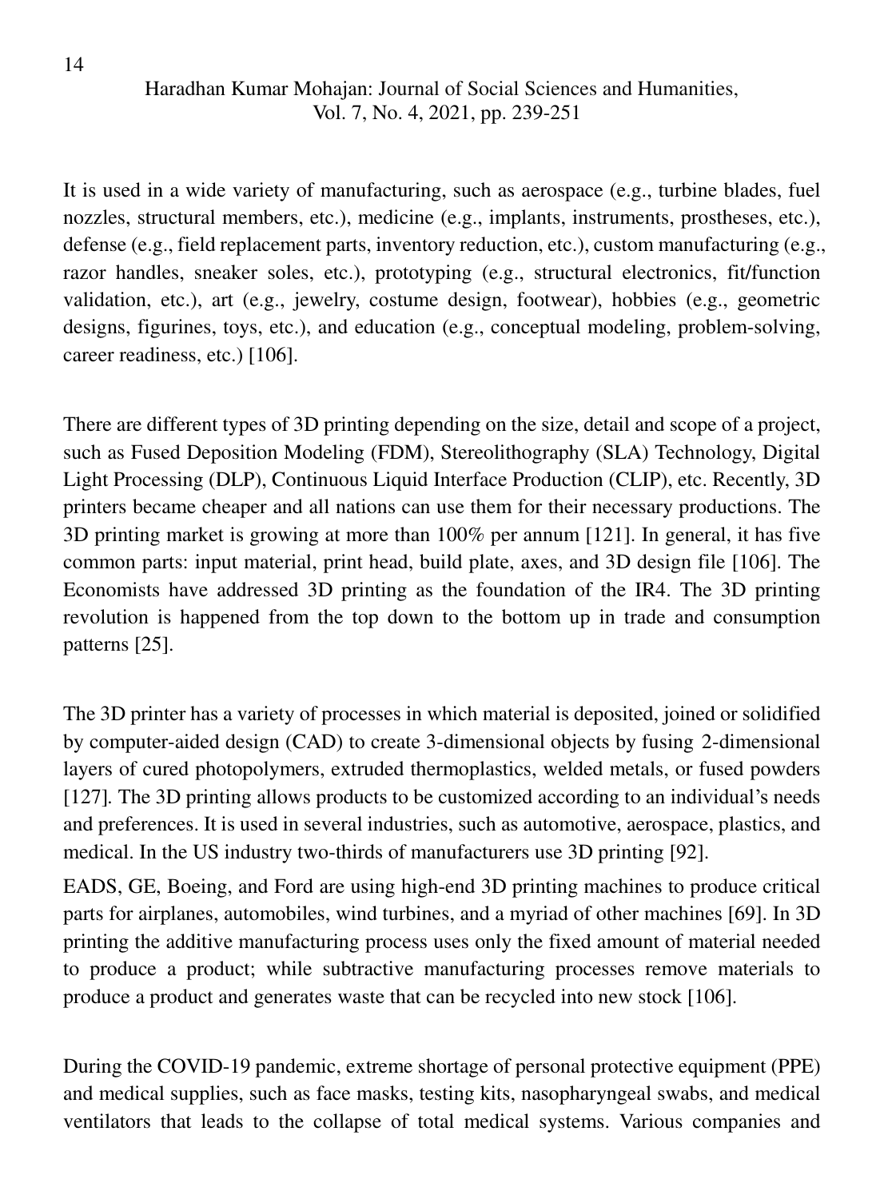It is used in a wide variety of manufacturing, such as aerospace (e.g., turbine blades, fuel nozzles, structural members, etc.), medicine (e.g., implants, instruments, prostheses, etc.), defense (e.g., field replacement parts, inventory reduction, etc.), custom manufacturing (e.g., razor handles, sneaker soles, etc.), prototyping (e.g., structural electronics, fit/function validation, etc.), art (e.g., jewelry, costume design, footwear), hobbies (e.g., geometric designs, figurines, toys, etc.), and education (e.g., conceptual modeling, problem-solving, career readiness, etc.) [106].

There are different types of 3D printing depending on the size, detail and scope of a project, such as Fused Deposition Modeling (FDM), Stereolithography (SLA) Technology, Digital Light Processing (DLP), Continuous Liquid Interface Production (CLIP), etc. Recently, 3D printers became cheaper and all nations can use them for their necessary productions. The 3D printing market is growing at more than 100% per annum [121]. In general, it has five common parts: input material, print head, build plate, axes, and 3D design file [106]. The Economists have addressed 3D printing as the foundation of the IR4. The 3D printing revolution is happened from the top down to the bottom up in trade and consumption patterns [25].

The 3D printer has a variety of processes in which material is deposited, joined or solidified by computer-aided design (CAD) to create 3-dimensional objects by fusing 2-dimensional layers of cured photopolymers, extruded thermoplastics, welded metals, or fused powders [127]. The 3D printing allows products to be customized according to an individual's needs and preferences. It is used in several industries, such as automotive, aerospace, plastics, and medical. In the US industry two-thirds of manufacturers use 3D printing [92].

EADS, GE, Boeing, and Ford are using high-end 3D printing machines to produce critical parts for airplanes, automobiles, wind turbines, and a myriad of other machines [69]. In 3D printing the additive manufacturing process uses only the fixed amount of material needed to produce a product; while subtractive manufacturing processes remove materials to produce a product and generates waste that can be recycled into new stock [106].

During the COVID-19 pandemic, extreme shortage of personal protective equipment (PPE) and medical supplies, such as face masks, testing kits, nasopharyngeal swabs, and medical ventilators that leads to the collapse of total medical systems. Various companies and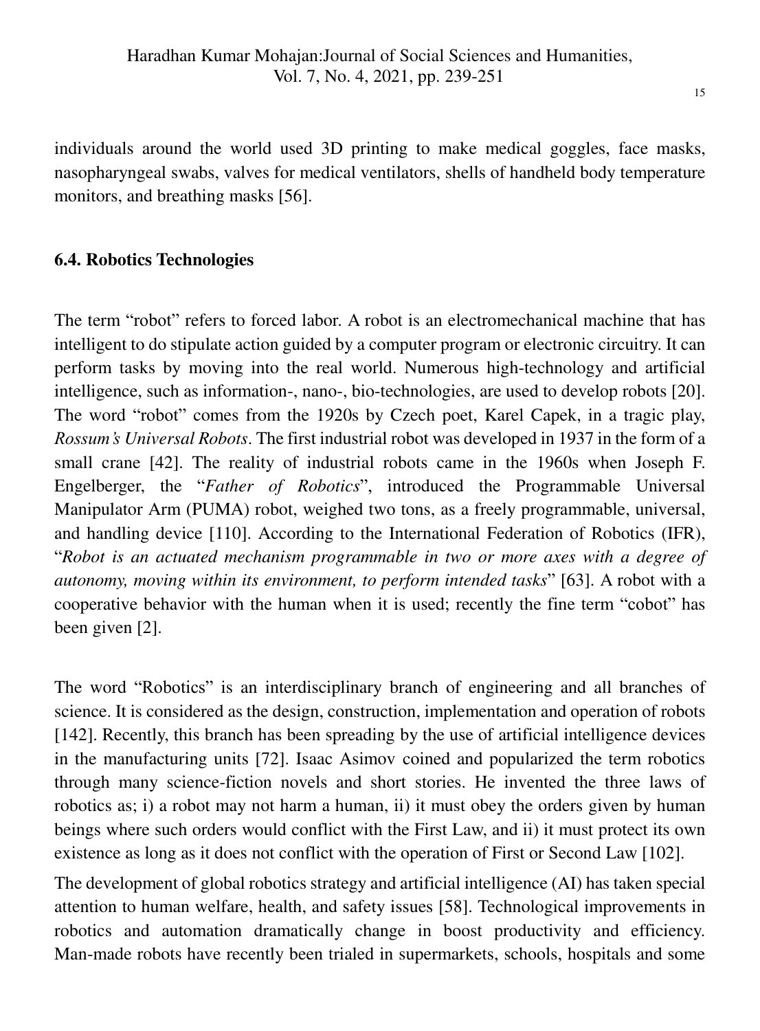individuals around the world used 3D printing to make medical goggles, face masks, nasopharyngeal swabs, valves for medical ventilators, shells of handheld body temperature monitors, and breathing masks [56].

### 6.4. Robotics Technologies

The term "robot" refers to forced labor. A robot is an electromechanical machine that has intelligent to do stipulate action guided by a computer program or electronic circuitry. It can perform tasks by moving into the real world. Numerous high-technology and artificial intelligence, such as information-, nano-, bio-technologies, are used to develop robots [20]. The word "robot" comes from the 1920s by Czech poet, Karel Capek, in a tragic play, *Rossum's Universal Robots*. The first industrial robot was developed in 1937 in the form of a small crane [42]. The reality of industrial robots came in the 1960s when Joseph F. Engelberger, the "*Father of Robotics*", introduced the Programmable Universal Manipulator Arm (PUMA) robot, weighed two tons, as a freely programmable, universal, and handling device [110]. According to the International Federation of Robotics (IFR), "*Robot is an actuated mechanism programmable in two or more axes with a degree of autonomy, moving within its environment, to perform intended tasks*" [63]. A robot with a cooperative behavior with the human when it is used; recently the fine term "cobot" has been given [2].

The word "Robotics" is an interdisciplinary branch of engineering and all branches of science. It is considered as the design, construction, implementation and operation of robots [142]. Recently, this branch has been spreading by the use of artificial intelligence devices in the manufacturing units [72]. Isaac Asimov coined and popularized the term robotics through many science-fiction novels and short stories. He invented the three laws of robotics as; i) a robot may not harm a human, ii) it must obey the orders given by human beings where such orders would conflict with the First Law, and ii) it must protect its own existence as long as it does not conflict with the operation of First or Second Law [102].

The development of global robotics strategy and artificial intelligence (AI) has taken special attention to human welfare, health, and safety issues [58]. Technological improvements in robotics and automation dramatically change in boost productivity and efficiency. Man-made robots have recently been trialed in supermarkets, schools, hospitals and some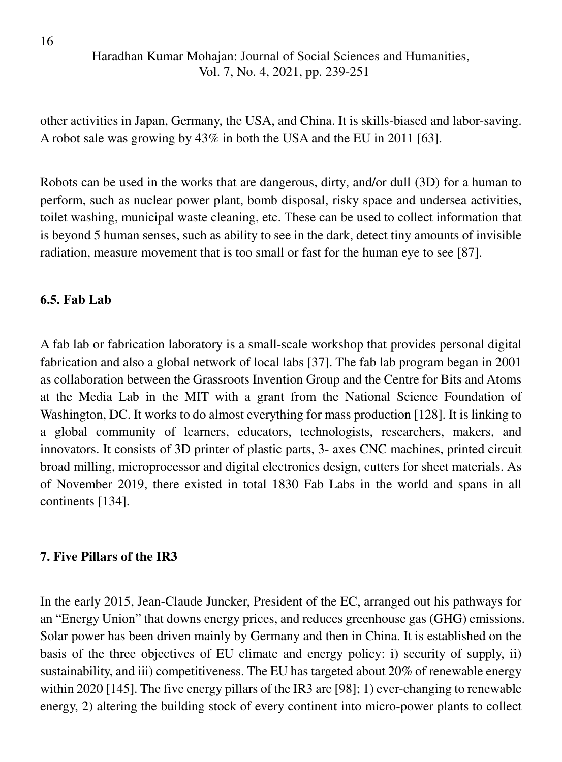other activities in Japan, Germany, the USA, and China. It is skills-biased and labor-saving. A robot sale was growing by 43% in both the USA and the EU in 2011 [63].

Robots can be used in the works that are dangerous, dirty, and/or dull (3D) for a human to perform, such as nuclear power plant, bomb disposal, risky space and undersea activities, toilet washing, municipal waste cleaning, etc. These can be used to collect information that is beyond 5 human senses, such as ability to see in the dark, detect tiny amounts of invisible radiation, measure movement that is too small or fast for the human eye to see [87].

### 6.5. Fab Lab

A fab lab or fabrication laboratory is a small-scale workshop that provides personal digital fabrication and also a global network of local labs [37]. The fab lab program began in 2001 as collaboration between the Grassroots Invention Group and the Centre for Bits and Atoms at the Media Lab in the MIT with a grant from the National Science Foundation of Washington, DC. It works to do almost everything for mass production [128]. It is linking to a global community of learners, educators, technologists, researchers, makers, and innovators. It consists of 3D printer of plastic parts, 3- axes CNC machines, printed circuit broad milling, microprocessor and digital electronics design, cutters for sheet materials. As of November 2019, there existed in total 1830 Fab Labs in the world and spans in all continents [134].

## 7. Five Pillars of the IR3

In the early 2015, Jean-Claude Juncker, President of the EC, arranged out his pathways for an "Energy Union" that downs energy prices, and reduces greenhouse gas (GHG) emissions. Solar power has been driven mainly by Germany and then in China. It is established on the basis of the three objectives of EU climate and energy policy: i) security of supply, ii) sustainability, and iii) competitiveness. The EU has targeted about 20% of renewable energy within 2020 [145]. The five energy pillars of the IR3 are [98]; 1) ever-changing to renewable energy, 2) altering the building stock of every continent into micro-power plants to collect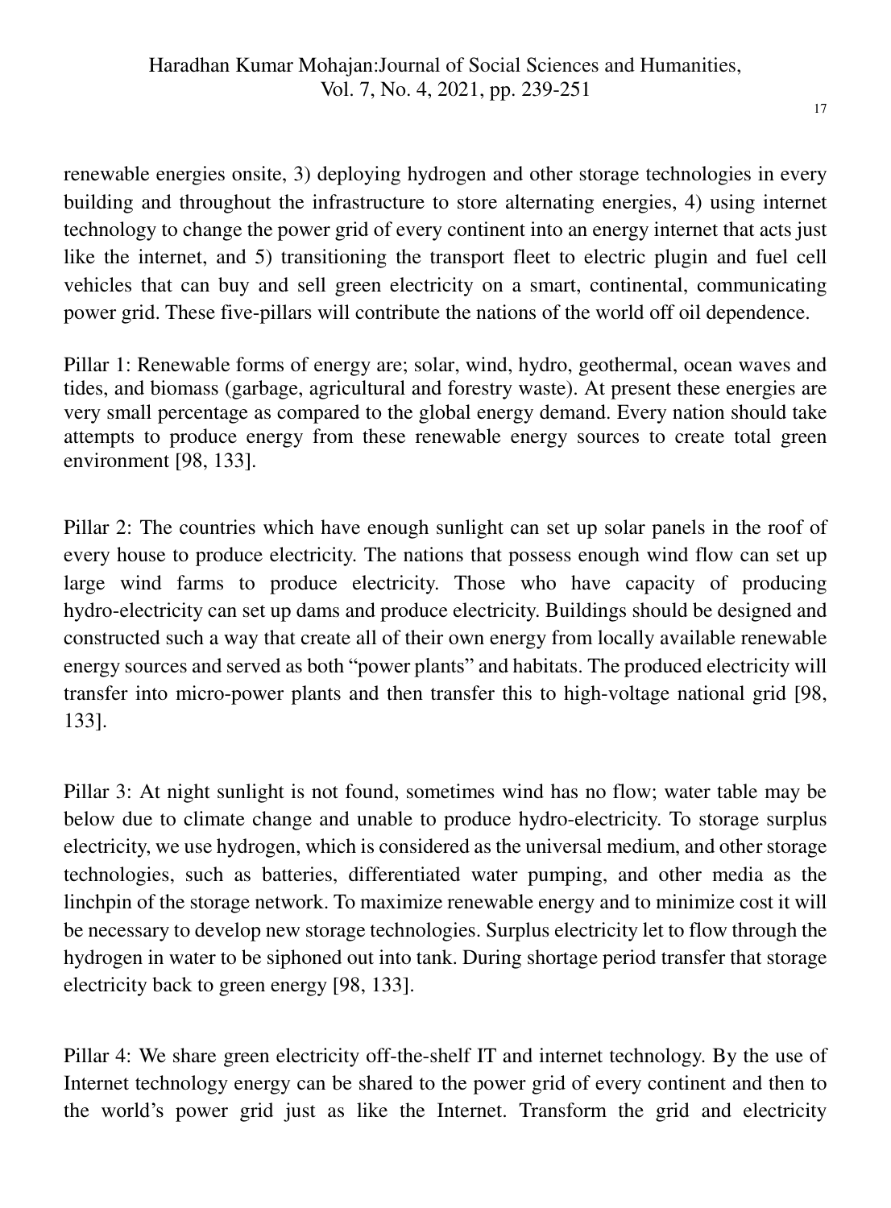renewable energies onsite, 3) deploying hydrogen and other storage technologies in every building and throughout the infrastructure to store alternating energies, 4) using internet technology to change the power grid of every continent into an energy internet that acts just like the internet, and 5) transitioning the transport fleet to electric plugin and fuel cell vehicles that can buy and sell green electricity on a smart, continental, communicating power grid. These five-pillars will contribute the nations of the world off oil dependence.

Pillar 1: Renewable forms of energy are; solar, wind, hydro, geothermal, ocean waves and tides, and biomass (garbage, agricultural and forestry waste). At present these energies are very small percentage as compared to the global energy demand. Every nation should take attempts to produce energy from these renewable energy sources to create total green environment [98, 133].

Pillar 2: The countries which have enough sunlight can set up solar panels in the roof of every house to produce electricity. The nations that possess enough wind flow can set up large wind farms to produce electricity. Those who have capacity of producing hydro-electricity can set up dams and produce electricity. Buildings should be designed and constructed such a way that create all of their own energy from locally available renewable energy sources and served as both "power plants" and habitats. The produced electricity will transfer into micro-power plants and then transfer this to high-voltage national grid [98, 133].

Pillar 3: At night sunlight is not found, sometimes wind has no flow; water table may be below due to climate change and unable to produce hydro-electricity. To storage surplus electricity, we use hydrogen, which is considered as the universal medium, and other storage technologies, such as batteries, differentiated water pumping, and other media as the linchpin of the storage network. To maximize renewable energy and to minimize cost it will be necessary to develop new storage technologies. Surplus electricity let to flow through the hydrogen in water to be siphoned out into tank. During shortage period transfer that storage electricity back to green energy [98, 133].

Pillar 4: We share green electricity off-the-shelf IT and internet technology. By the use of Internet technology energy can be shared to the power grid of every continent and then to the world's power grid just as like the Internet. Transform the grid and electricity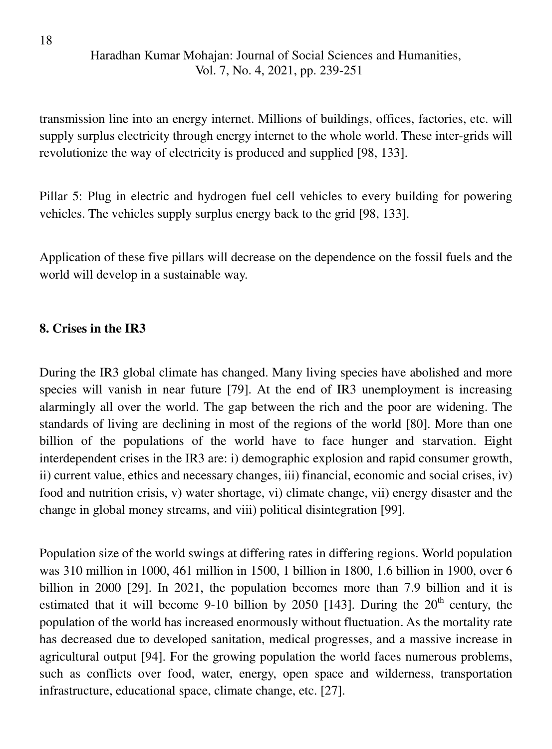transmission line into an energy internet. Millions of buildings, offices, factories, etc. will supply surplus electricity through energy internet to the whole world. These inter-grids will revolutionize the way of electricity is produced and supplied [98, 133].

Pillar 5: Plug in electric and hydrogen fuel cell vehicles to every building for powering vehicles. The vehicles supply surplus energy back to the grid [98, 133].

Application of these five pillars will decrease on the dependence on the fossil fuels and the world will develop in a sustainable way.

## 8. Crises in the IR3

During the IR3 global climate has changed. Many living species have abolished and more species will vanish in near future [79]. At the end of IR3 unemployment is increasing alarmingly all over the world. The gap between the rich and the poor are widening. The standards of living are declining in most of the regions of the world [80]. More than one billion of the populations of the world have to face hunger and starvation. Eight interdependent crises in the IR3 are: i) demographic explosion and rapid consumer growth, ii) current value, ethics and necessary changes, iii) financial, economic and social crises, iv) food and nutrition crisis, v) water shortage, vi) climate change, vii) energy disaster and the change in global money streams, and viii) political disintegration [99].

Population size of the world swings at differing rates in differing regions. World population was 310 million in 1000, 461 million in 1500, 1 billion in 1800, 1.6 billion in 1900, over 6 billion in 2000 [29]. In 2021, the population becomes more than 7.9 billion and it is estimated that it will become 9-10 billion by 2050 [143]. During the 20th century, the population of the world has increased enormously without fluctuation. As the mortality rate has decreased due to developed sanitation, medical progresses, and a massive increase in agricultural output [94]. For the growing population the world faces numerous problems, such as conflicts over food, water, energy, open space and wilderness, transportation infrastructure, educational space, climate change, etc. [27].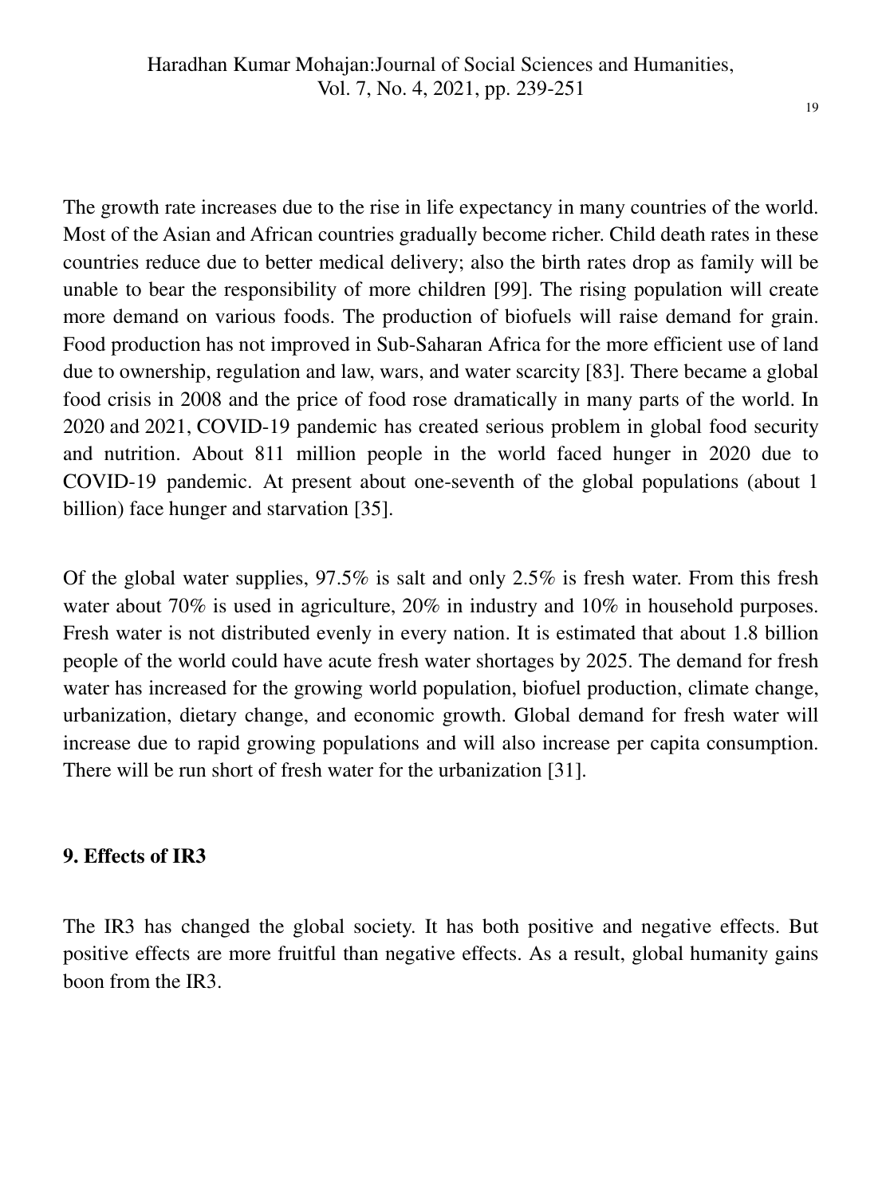The growth rate increases due to the rise in life expectancy in many countries of the world. Most of the Asian and African countries gradually become richer. Child death rates in these countries reduce due to better medical delivery; also the birth rates drop as family will be unable to bear the responsibility of more children [99]. The rising population will create more demand on various foods. The production of biofuels will raise demand for grain. Food production has not improved in Sub-Saharan Africa for the more efficient use of land due to ownership, regulation and law, wars, and water scarcity [83]. There became a global food crisis in 2008 and the price of food rose dramatically in many parts of the world. In 2020 and 2021, COVID-19 pandemic has created serious problem in global food security and nutrition. About 811 million people in the world faced hunger in 2020 due to COVID-19 pandemic. At present about one-seventh of the global populations (about 1 billion) face hunger and starvation [35].

Of the global water supplies, 97.5% is salt and only 2.5% is fresh water. From this fresh water about 70% is used in agriculture, 20% in industry and 10% in household purposes. Fresh water is not distributed evenly in every nation. It is estimated that about 1.8 billion people of the world could have acute fresh water shortages by 2025. The demand for fresh water has increased for the growing world population, biofuel production, climate change, urbanization, dietary change, and economic growth. Global demand for fresh water will increase due to rapid growing populations and will also increase per capita consumption. There will be run short of fresh water for the urbanization [31].

## 9. Effects of IR3

The IR3 has changed the global society. It has both positive and negative effects. But positive effects are more fruitful than negative effects. As a result, global humanity gains boon from the IR3.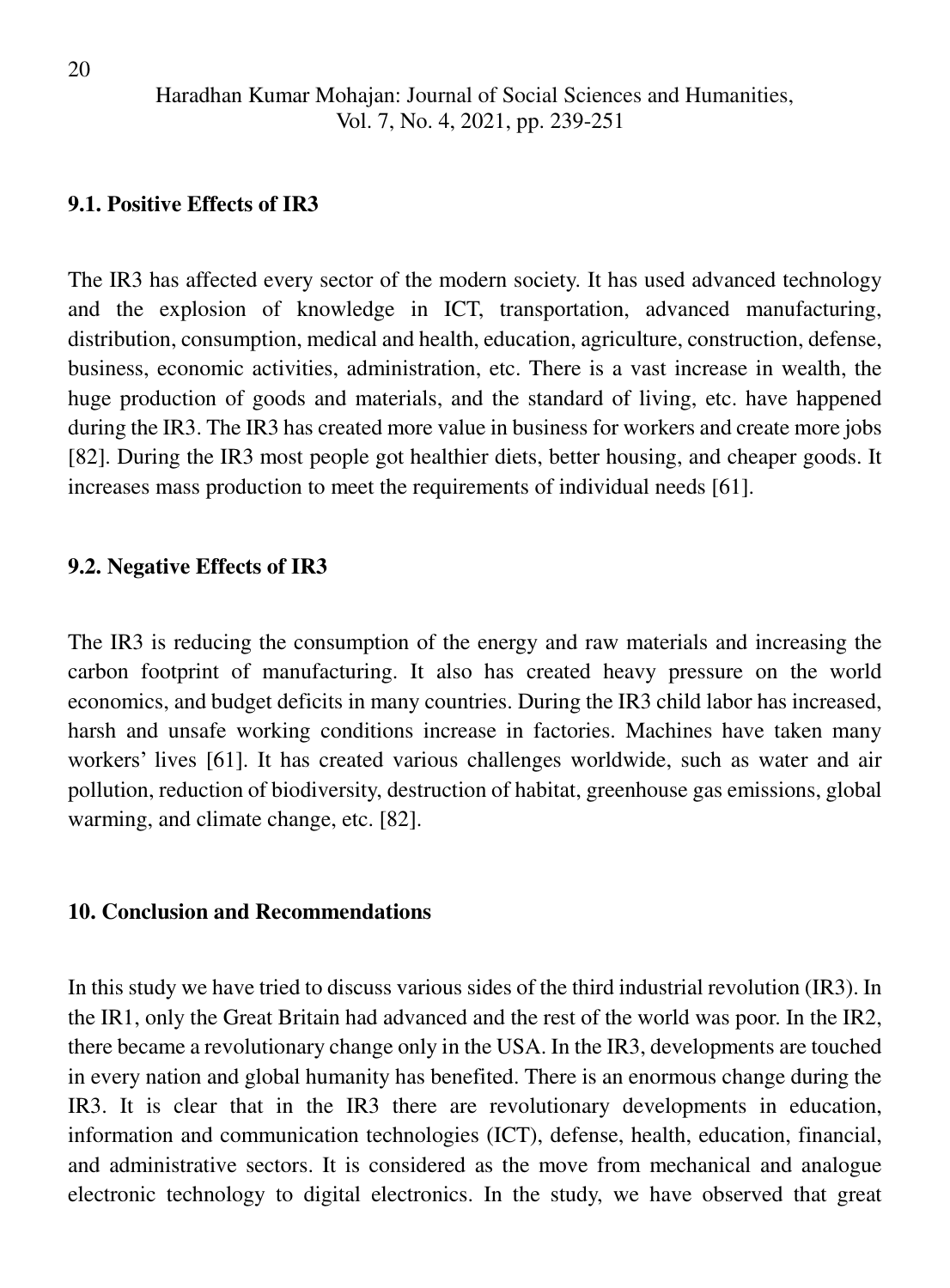### 9.1. Positive Effects of IR3

The IR3 has affected every sector of the modern society. It has used advanced technology and the explosion of knowledge in ICT, transportation, advanced manufacturing, distribution, consumption, medical and health, education, agriculture, construction, defense, business, economic activities, administration, etc. There is a vast increase in wealth, the huge production of goods and materials, and the standard of living, etc. have happened during the IR3. The IR3 has created more value in business for workers and create more jobs [82]. During the IR3 most people got healthier diets, better housing, and cheaper goods. It increases mass production to meet the requirements of individual needs [61].

### 9.2. Negative Effects of IR3

The IR3 is reducing the consumption of the energy and raw materials and increasing the carbon footprint of manufacturing. It also has created heavy pressure on the world economics, and budget deficits in many countries. During the IR3 child labor has increased, harsh and unsafe working conditions increase in factories. Machines have taken many workers' lives [61]. It has created various challenges worldwide, such as water and air pollution, reduction of biodiversity, destruction of habitat, greenhouse gas emissions, global warming, and climate change, etc. [82].

## 10. Conclusion and Recommendations

In this study we have tried to discuss various sides of the third industrial revolution (IR3). In the IR1, only the Great Britain had advanced and the rest of the world was poor. In the IR2, there became a revolutionary change only in the USA. In the IR3, developments are touched in every nation and global humanity has benefited. There is an enormous change during the IR3. It is clear that in the IR3 there are revolutionary developments in education, information and communication technologies (ICT), defense, health, education, financial, and administrative sectors. It is considered as the move from mechanical and analogue electronic technology to digital electronics. In the study, we have observed that great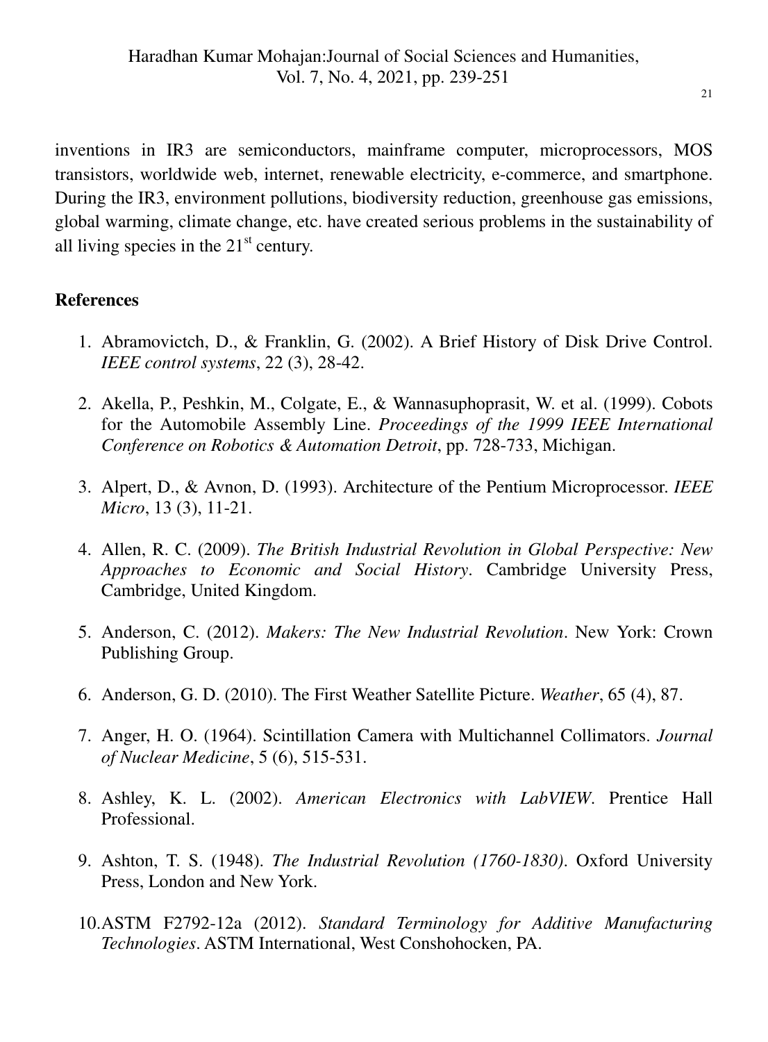inventions in IR3 are semiconductors, mainframe computer, microprocessors, MOS transistors, worldwide web, internet, renewable electricity, e-commerce, and smartphone. During the IR3, environment pollutions, biodiversity reduction, greenhouse gas emissions, global warming, climate change, etc. have created serious problems in the sustainability of all living species in the 21st century.

**References**

1. Abramovictch, D., & Franklin, G. (2002). A Brief History of Disk Drive Control. *IEEE control systems*, 22 (3), 28-42.

2. Akella, P., Peshkin, M., Colgate, E., & Wannasuphoprasit, W. et al. (1999). Cobots for the Automobile Assembly Line. *Proceedings of the 1999 IEEE International Conference on Robotics & Automation Detroit*, pp. 728-733, Michigan.

3. Alpert, D., & Avnon, D. (1993). Architecture of the Pentium Microprocessor. *IEEE Micro*, 13 (3), 11-21.

4. Allen, R. C. (2009). *The British Industrial Revolution in Global Perspective: New Approaches to Economic and Social History*. Cambridge University Press, Cambridge, United Kingdom.

5. Anderson, C. (2012). *Makers: The New Industrial Revolution*. New York: Crown Publishing Group.

6. Anderson, G. D. (2010). The First Weather Satellite Picture. *Weather*, 65 (4), 87.

7. Anger, H. O. (1964). Scintillation Camera with Multichannel Collimators. *Journal of Nuclear Medicine*, 5 (6), 515-531.

8. Ashley, K. L. (2002). *American Electronics with LabVIEW*. Prentice Hall Professional.

9. Ashton, T. S. (1948). *The Industrial Revolution (1760-1830)*. Oxford University Press, London and New York.

10. ASTM F2792-12a (2012). *Standard Terminology for Additive Manufacturing Technologies*. ASTM International, West Conshohocken, PA.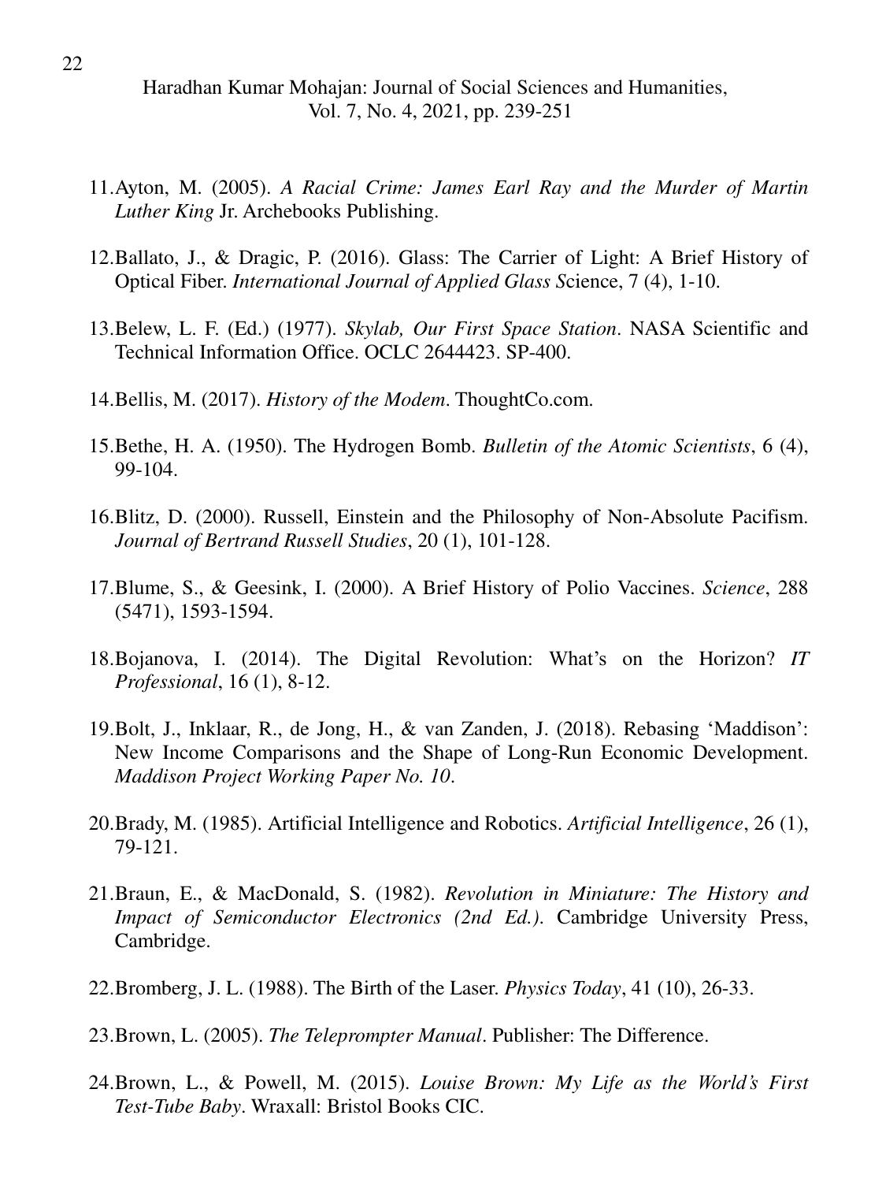11. Ayton, M. (2005). *A Racial Crime: James Earl Ray and the Murder of Martin Luther King* Jr. Archebooks Publishing.

12. Ballato, J., & Dragic, P. (2016). Glass: The Carrier of Light: A Brief History of Optical Fiber. *International Journal of Applied Glass S*cience, 7 (4), 1-10.

13. Belew, L. F. (Ed.) (1977). *Skylab, Our First Space Station*. NASA Scientific and Technical Information Office. OCLC 2644423. SP-400.

14. Bellis, M. (2017). *History of the Modem*. ThoughtCo.com.

15. Bethe, H. A. (1950). The Hydrogen Bomb. *Bulletin of the Atomic Scientists*, 6 (4), 99-104.

16. Blitz, D. (2000). Russell, Einstein and the Philosophy of Non-Absolute Pacifism. *Journal of Bertrand Russell Studies*, 20 (1), 101-128.

17. Blume, S., & Geesink, I. (2000). A Brief History of Polio Vaccines. *Science*, 288 (5471), 1593-1594.

18. Bojanova, I. (2014). The Digital Revolution: What's on the Horizon? *IT Professional*, 16 (1), 8-12.

19. Bolt, J., Inklaar, R., de Jong, H., & van Zanden, J. (2018). Rebasing 'Maddison': New Income Comparisons and the Shape of Long-Run Economic Development. *Maddison Project Working Paper No. 10*.

20. Brady, M. (1985). Artificial Intelligence and Robotics. *Artificial Intelligence*, 26 (1), 79-121.

21. Braun, E., & MacDonald, S. (1982). *Revolution in Miniature: The History and Impact of Semiconductor Electronics (2nd Ed.)*. Cambridge University Press, Cambridge.

22. Bromberg, J. L. (1988). The Birth of the Laser. *Physics Today*, 41 (10), 26-33.

23. Brown, L. (2005). *The Teleprompter Manual*. Publisher: The Difference.

24. Brown, L., & Powell, M. (2015). *Louise Brown: My Life as the World's First Test-Tube Baby*. Wraxall: Bristol Books CIC.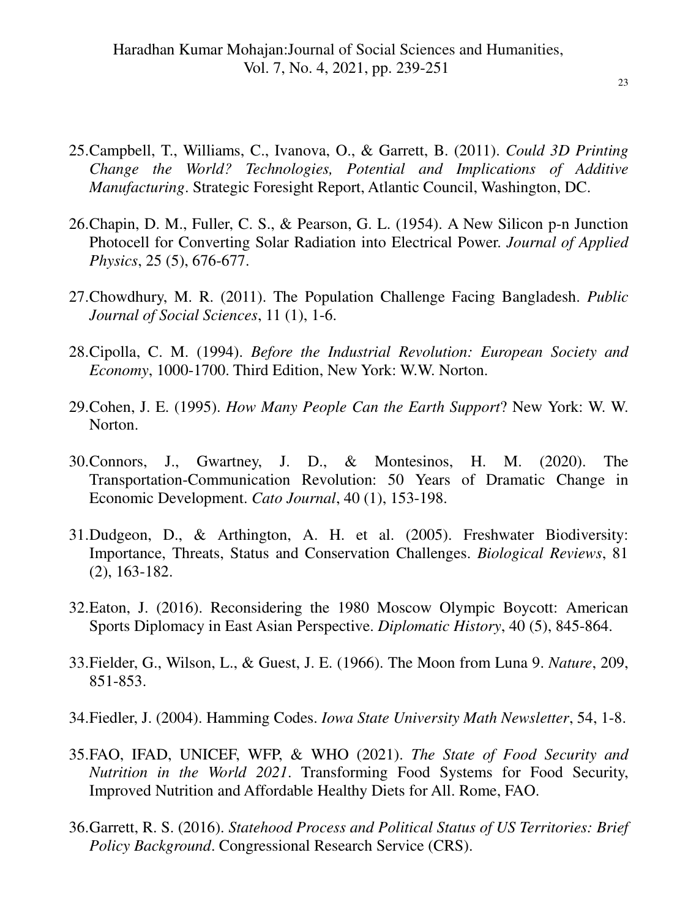25. Campbell, T., Williams, C., Ivanova, O., & Garrett, B. (2011). *Could 3D Printing Change the World? Technologies, Potential and Implications of Additive Manufacturing*. Strategic Foresight Report, Atlantic Council, Washington, DC.

26. Chapin, D. M., Fuller, C. S., & Pearson, G. L. (1954). A New Silicon p-n Junction Photocell for Converting Solar Radiation into Electrical Power. *Journal of Applied Physics*, 25 (5), 676-677.

27. Chowdhury, M. R. (2011). The Population Challenge Facing Bangladesh. *Public Journal of Social Sciences*, 11 (1), 1-6.

28. Cipolla, C. M. (1994). *Before the Industrial Revolution: European Society and Economy*, 1000-1700. Third Edition, New York: W.W. Norton.

29. Cohen, J. E. (1995). *How Many People Can the Earth Support*? New York: W. W. Norton.

30. Connors, J., Gwartney, J. D., & Montesinos, H. M. (2020). The Transportation-Communication Revolution: 50 Years of Dramatic Change in Economic Development. *Cato Journal*, 40 (1), 153-198.

31. Dudgeon, D., & Arthington, A. H. et al. (2005). Freshwater Biodiversity: Importance, Threats, Status and Conservation Challenges. *Biological Reviews*, 81 (2), 163-182.

32. Eaton, J. (2016). Reconsidering the 1980 Moscow Olympic Boycott: American Sports Diplomacy in East Asian Perspective. *Diplomatic History*, 40 (5), 845-864.

33. Fielder, G., Wilson, L., & Guest, J. E. (1966). The Moon from Luna 9. *Nature*, 209, 851-853.

34. Fiedler, J. (2004). Hamming Codes. *Iowa State University Math Newsletter*, 54, 1-8.

35. FAO, IFAD, UNICEF, WFP, & WHO (2021). *The State of Food Security and Nutrition in the World 2021*. Transforming Food Systems for Food Security, Improved Nutrition and Affordable Healthy Diets for All. Rome, FAO.

36. Garrett, R. S. (2016). *Statehood Process and Political Status of US Territories: Brief Policy Background*. Congressional Research Service (CRS).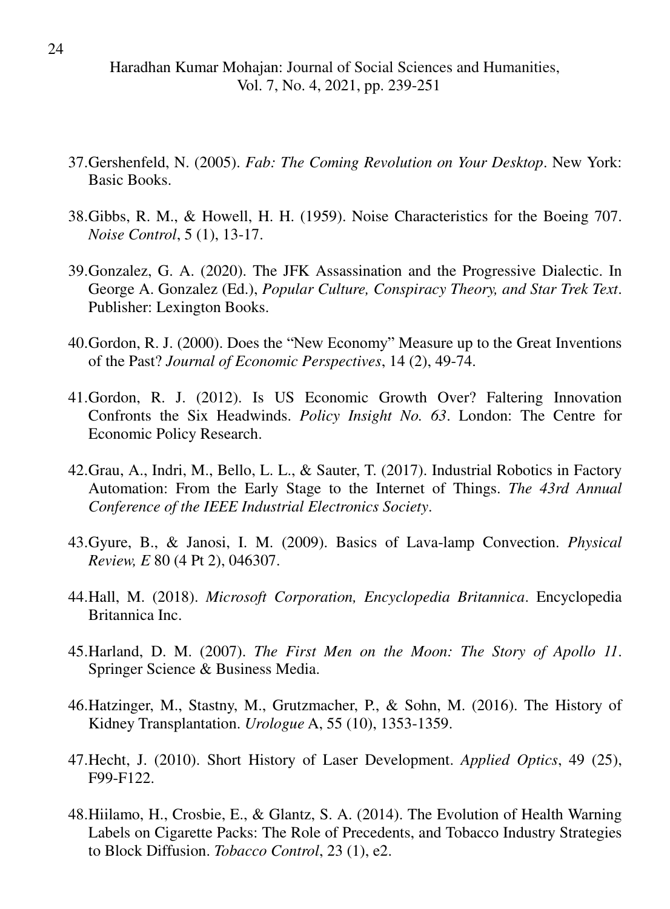37. Gershenfeld, N. (2005). *Fab: The Coming Revolution on Your Desktop*. New York: Basic Books.

38. Gibbs, R. M., & Howell, H. H. (1959). Noise Characteristics for the Boeing 707. *Noise Control*, 5 (1), 13-17.

39. Gonzalez, G. A. (2020). The JFK Assassination and the Progressive Dialectic. In George A. Gonzalez (Ed.), *Popular Culture, Conspiracy Theory, and Star Trek Text*. Publisher: Lexington Books.

40. Gordon, R. J. (2000). Does the "New Economy" Measure up to the Great Inventions of the Past? *Journal of Economic Perspectives*, 14 (2), 49-74.

41. Gordon, R. J. (2012). Is US Economic Growth Over? Faltering Innovation Confronts the Six Headwinds. *Policy Insight No. 63*. London: The Centre for Economic Policy Research.

42. Grau, A., Indri, M., Bello, L. L., & Sauter, T. (2017). Industrial Robotics in Factory Automation: From the Early Stage to the Internet of Things. *The 43rd Annual Conference of the IEEE Industrial Electronics Society*.

43. Gyure, B., & Janosi, I. M. (2009). Basics of Lava-lamp Convection. *Physical Review, E* 80 (4 Pt 2), 046307.

44. Hall, M. (2018). *Microsoft Corporation, Encyclopedia Britannica*. Encyclopedia Britannica Inc.

45. Harland, D. M. (2007). *The First Men on the Moon: The Story of Apollo 11*. Springer Science & Business Media.

46. Hatzinger, M., Stastny, M., Grutzmacher, P., & Sohn, M. (2016). The History of Kidney Transplantation. *Urologue* A, 55 (10), 1353-1359.

47. Hecht, J. (2010). Short History of Laser Development. *Applied Optics*, 49 (25), F99-F122.

48. Hiilamo, H., Crosbie, E., & Glantz, S. A. (2014). The Evolution of Health Warning Labels on Cigarette Packs: The Role of Precedents, and Tobacco Industry Strategies to Block Diffusion. *Tobacco Control*, 23 (1), e2.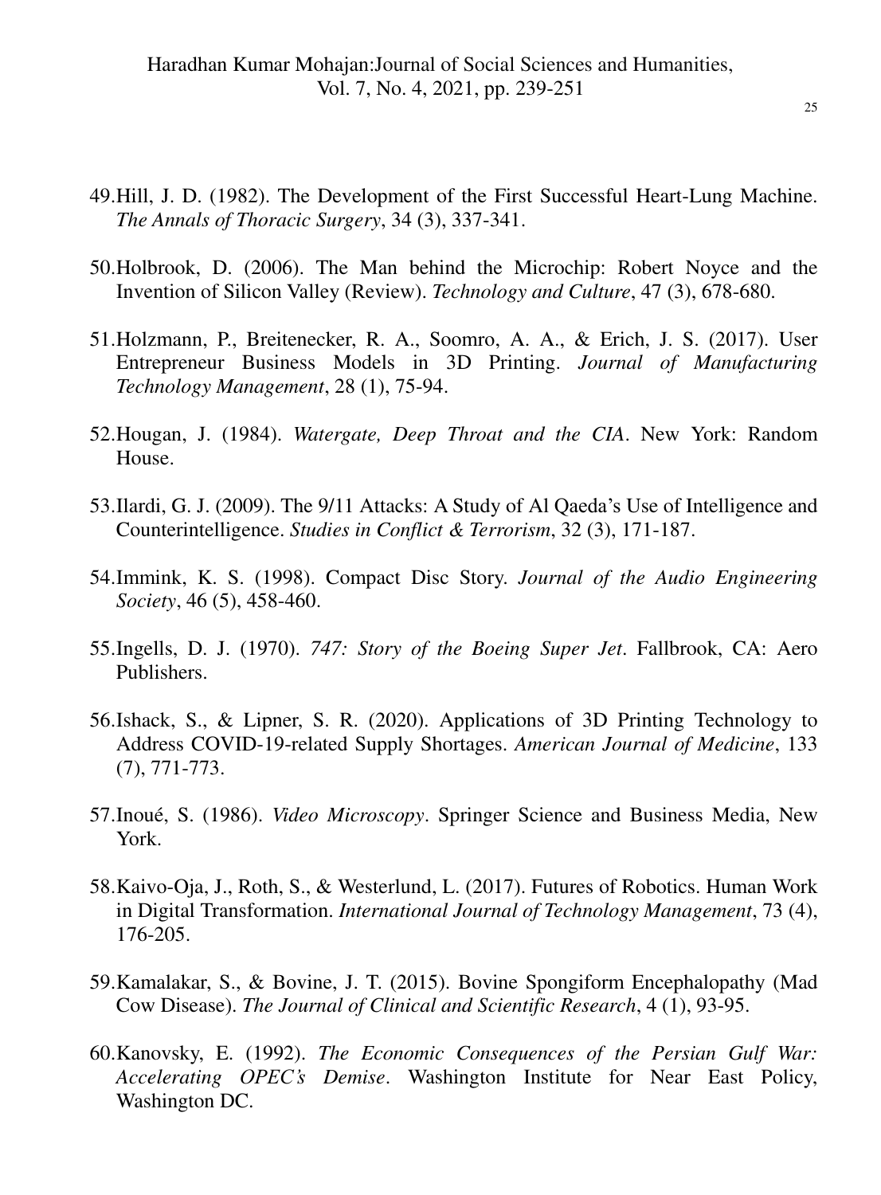49. Hill, J. D. (1982). The Development of the First Successful Heart-Lung Machine. *The Annals of Thoracic Surgery*, 34 (3), 337-341.

50. Holbrook, D. (2006). The Man behind the Microchip: Robert Noyce and the Invention of Silicon Valley (Review). *Technology and Culture*, 47 (3), 678-680.

51. Holzmann, P., Breitenecker, R. A., Soomro, A. A., & Erich, J. S. (2017). User Entrepreneur Business Models in 3D Printing. *Journal of Manufacturing Technology Management*, 28 (1), 75-94.

52. Hougan, J. (1984). *Watergate, Deep Throat and the CIA*. New York: Random House.

53. Ilardi, G. J. (2009). The 9/11 Attacks: A Study of Al Qaeda's Use of Intelligence and Counterintelligence. *Studies in Conflict & Terrorism*, 32 (3), 171-187.

54. Immink, K. S. (1998). Compact Disc Story. *Journal of the Audio Engineering Society*, 46 (5), 458-460.

55. Ingells, D. J. (1970). *747: Story of the Boeing Super Jet*. Fallbrook, CA: Aero Publishers.

56. Ishack, S., & Lipner, S. R. (2020). Applications of 3D Printing Technology to Address COVID-19-related Supply Shortages. *American Journal of Medicine*, 133 (7), 771-773.

57. Inoué, S. (1986). *Video Microscopy*. Springer Science and Business Media, New York.

58. Kaivo-Oja, J., Roth, S., & Westerlund, L. (2017). Futures of Robotics. Human Work in Digital Transformation. *International Journal of Technology Management*, 73 (4), 176-205.

59. Kamalakar, S., & Bovine, J. T. (2015). Bovine Spongiform Encephalopathy (Mad Cow Disease). *The Journal of Clinical and Scientific Research*, 4 (1), 93-95.

60. Kanovsky, E. (1992). *The Economic Consequences of the Persian Gulf War: Accelerating OPEC's Demise*. Washington Institute for Near East Policy, Washington DC.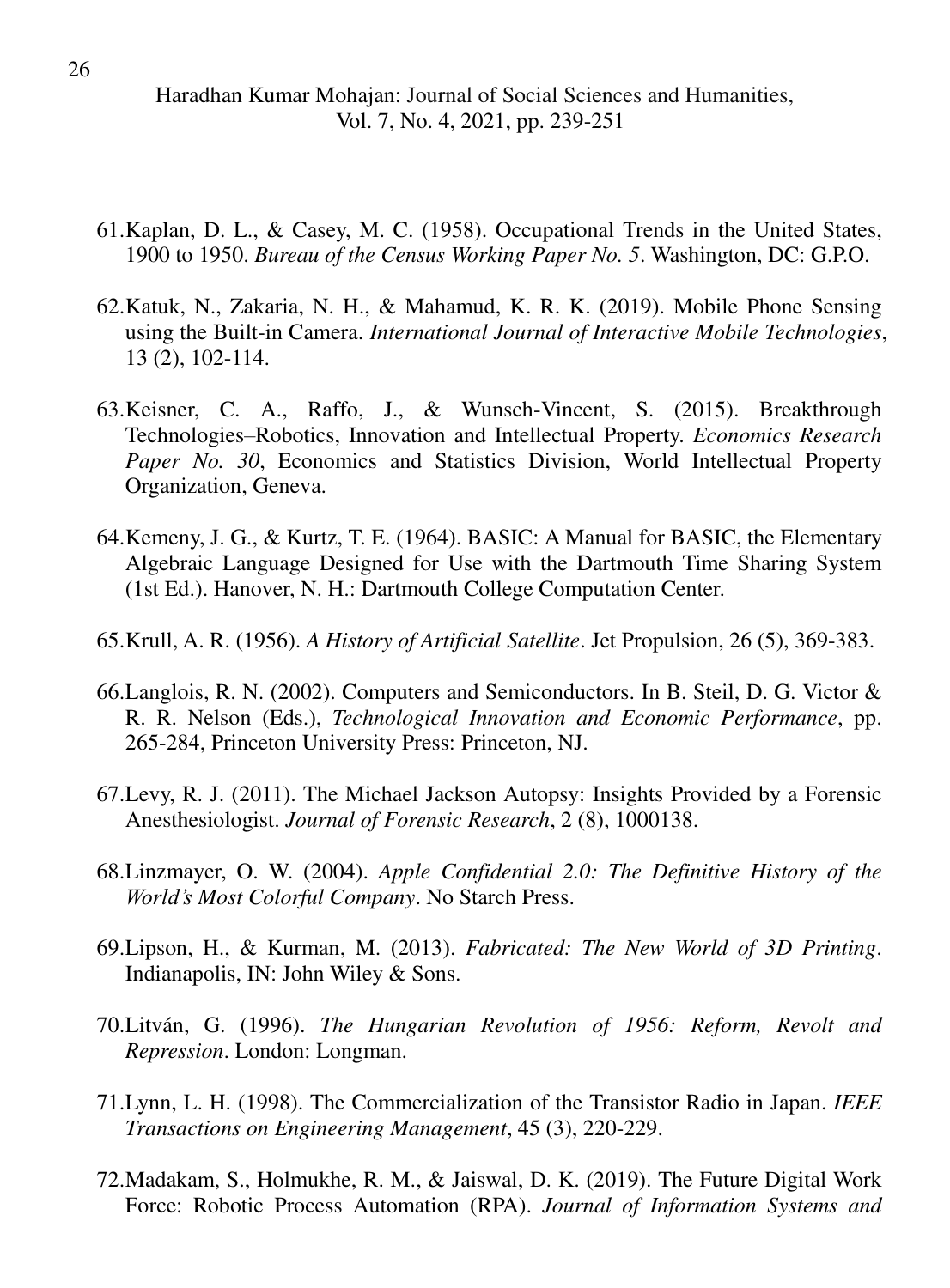61. Kaplan, D. L., & Casey, M. C. (1958). Occupational Trends in the United States, 1900 to 1950. *Bureau of the Census Working Paper No. 5*. Washington, DC: G.P.O.

62. Katuk, N., Zakaria, N. H., & Mahamud, K. R. K. (2019). Mobile Phone Sensing using the Built-in Camera. *International Journal of Interactive Mobile Technologies*, 13 (2), 102-114.

63. Keisner, C. A., Raffo, J., & Wunsch-Vincent, S. (2015). Breakthrough Technologies–Robotics, Innovation and Intellectual Property. *Economics Research Paper No. 30*, Economics and Statistics Division, World Intellectual Property Organization, Geneva.

64. Kemeny, J. G., & Kurtz, T. E. (1964). BASIC: A Manual for BASIC, the Elementary Algebraic Language Designed for Use with the Dartmouth Time Sharing System (1st Ed.). Hanover, N. H.: Dartmouth College Computation Center.

65. Krull, A. R. (1956). *A History of Artificial Satellite*. Jet Propulsion, 26 (5), 369-383.

66. Langlois, R. N. (2002). Computers and Semiconductors. In B. Steil, D. G. Victor & R. R. Nelson (Eds.), *Technological Innovation and Economic Performance*, pp. 265-284, Princeton University Press: Princeton, NJ.

67. Levy, R. J. (2011). The Michael Jackson Autopsy: Insights Provided by a Forensic Anesthesiologist. *Journal of Forensic Research*, 2 (8), 1000138.

68. Linzmayer, O. W. (2004). *Apple Confidential 2.0: The Definitive History of the World's Most Colorful Company*. No Starch Press.

69. Lipson, H., & Kurman, M. (2013). *Fabricated: The New World of 3D Printing*. Indianapolis, IN: John Wiley & Sons.

70. Litván, G. (1996). *The Hungarian Revolution of 1956: Reform, Revolt and Repression*. London: Longman.

71. Lynn, L. H. (1998). The Commercialization of the Transistor Radio in Japan. *IEEE Transactions on Engineering Management*, 45 (3), 220-229.

72. Madakam, S., Holmukhe, R. M., & Jaiswal, D. K. (2019). The Future Digital Work Force: Robotic Process Automation (RPA). *Journal of Information Systems and*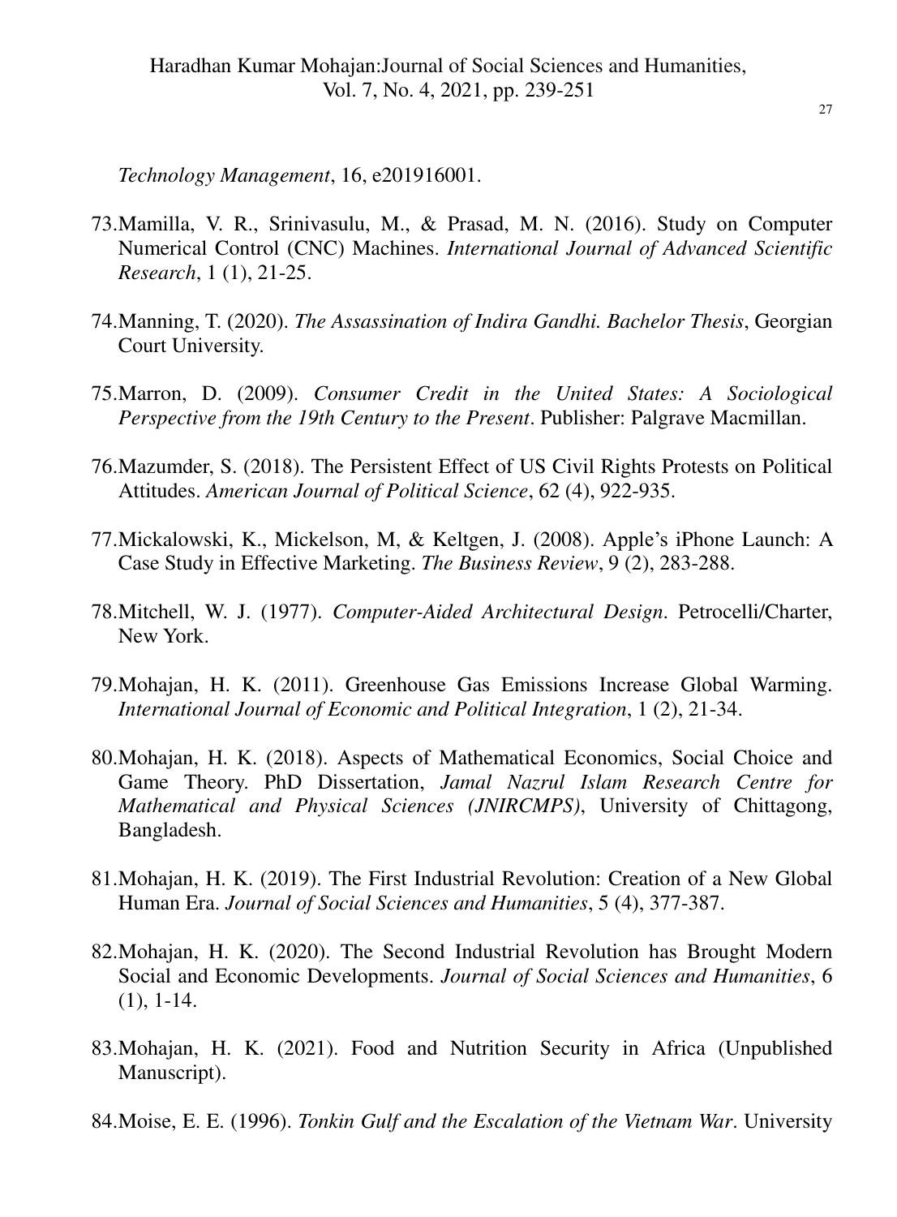*Technology Management*, 16, e201916001.

73. Mamilla, V. R., Srinivasulu, M., & Prasad, M. N. (2016). Study on Computer Numerical Control (CNC) Machines. *International Journal of Advanced Scientific Research*, 1 (1), 21-25.

74. Manning, T. (2020). *The Assassination of Indira Gandhi. Bachelor Thesis*, Georgian Court University.

75. Marron, D. (2009). *Consumer Credit in the United States: A Sociological Perspective from the 19th Century to the Present*. Publisher: Palgrave Macmillan.

76. Mazumder, S. (2018). The Persistent Effect of US Civil Rights Protests on Political Attitudes. *American Journal of Political Science*, 62 (4), 922-935.

77. Mickalowski, K., Mickelson, M, & Keltgen, J. (2008). Apple's iPhone Launch: A Case Study in Effective Marketing. *The Business Review*, 9 (2), 283-288.

78. Mitchell, W. J. (1977). *Computer-Aided Architectural Design*. Petrocelli/Charter, New York.

79. Mohajan, H. K. (2011). Greenhouse Gas Emissions Increase Global Warming. *International Journal of Economic and Political Integration*, 1 (2), 21-34.

80. Mohajan, H. K. (2018). Aspects of Mathematical Economics, Social Choice and Game Theory. PhD Dissertation, *Jamal Nazrul Islam Research Centre for Mathematical and Physical Sciences (JNIRCMPS)*, University of Chittagong, Bangladesh.

81. Mohajan, H. K. (2019). The First Industrial Revolution: Creation of a New Global Human Era. *Journal of Social Sciences and Humanities*, 5 (4), 377-387.

82. Mohajan, H. K. (2020). The Second Industrial Revolution has Brought Modern Social and Economic Developments. *Journal of Social Sciences and Humanities*, 6 (1), 1-14.

83. Mohajan, H. K. (2021). Food and Nutrition Security in Africa (Unpublished Manuscript).

84. Moise, E. E. (1996). *Tonkin Gulf and the Escalation of the Vietnam War*. University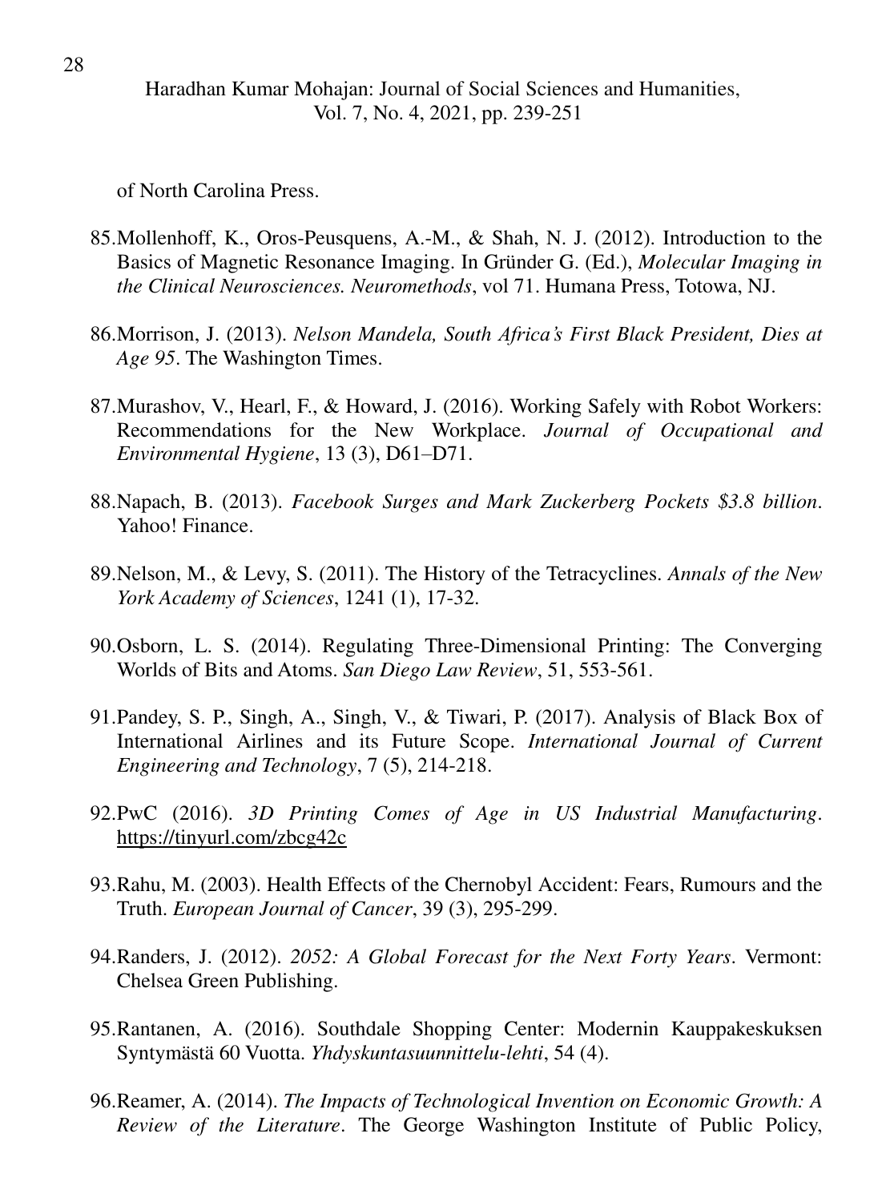of North Carolina Press.

85. Mollenhoff, K., Oros-Peusquens, A.-M., & Shah, N. J. (2012). Introduction to the Basics of Magnetic Resonance Imaging. In Gründer G. (Ed.), *Molecular Imaging in the Clinical Neurosciences. Neuromethods*, vol 71. Humana Press, Totowa, NJ.

86. Morrison, J. (2013). *Nelson Mandela, South Africa's First Black President, Dies at Age 95*. The Washington Times.

87. Murashov, V., Hearl, F., & Howard, J. (2016). Working Safely with Robot Workers: Recommendations for the New Workplace. *Journal of Occupational and Environmental Hygiene*, 13 (3), D61–D71.

88. Napach, B. (2013). *Facebook Surges and Mark Zuckerberg Pockets $3.8 billion*. Yahoo! Finance.

89. Nelson, M., & Levy, S. (2011). The History of the Tetracyclines. *Annals of the New York Academy of Sciences*, 1241 (1), 17-32.

90. Osborn, L. S. (2014). Regulating Three-Dimensional Printing: The Converging Worlds of Bits and Atoms. *San Diego Law Review*, 51, 553-561.

91. Pandey, S. P., Singh, A., Singh, V., & Tiwari, P. (2017). Analysis of Black Box of International Airlines and its Future Scope. *International Journal of Current Engineering and Technology*, 7 (5), 214-218.

92. PwC (2016). *3D Printing Comes of Age in US Industrial Manufacturing*. https://tinyurl.com/zbcg42c

93. Rahu, M. (2003). Health Effects of the Chernobyl Accident: Fears, Rumours and the Truth. *European Journal of Cancer*, 39 (3), 295-299.

94. Randers, J. (2012). *2052: A Global Forecast for the Next Forty Years*. Vermont: Chelsea Green Publishing.

95. Rantanen, A. (2016). Southdale Shopping Center: Modernin Kauppakeskuksen Syntymästä 60 Vuotta. *Yhdyskuntasuunnittelu-lehti*, 54 (4).

96. Reamer, A. (2014). *The Impacts of Technological Invention on Economic Growth: A Review of the Literature*. The George Washington Institute of Public Policy,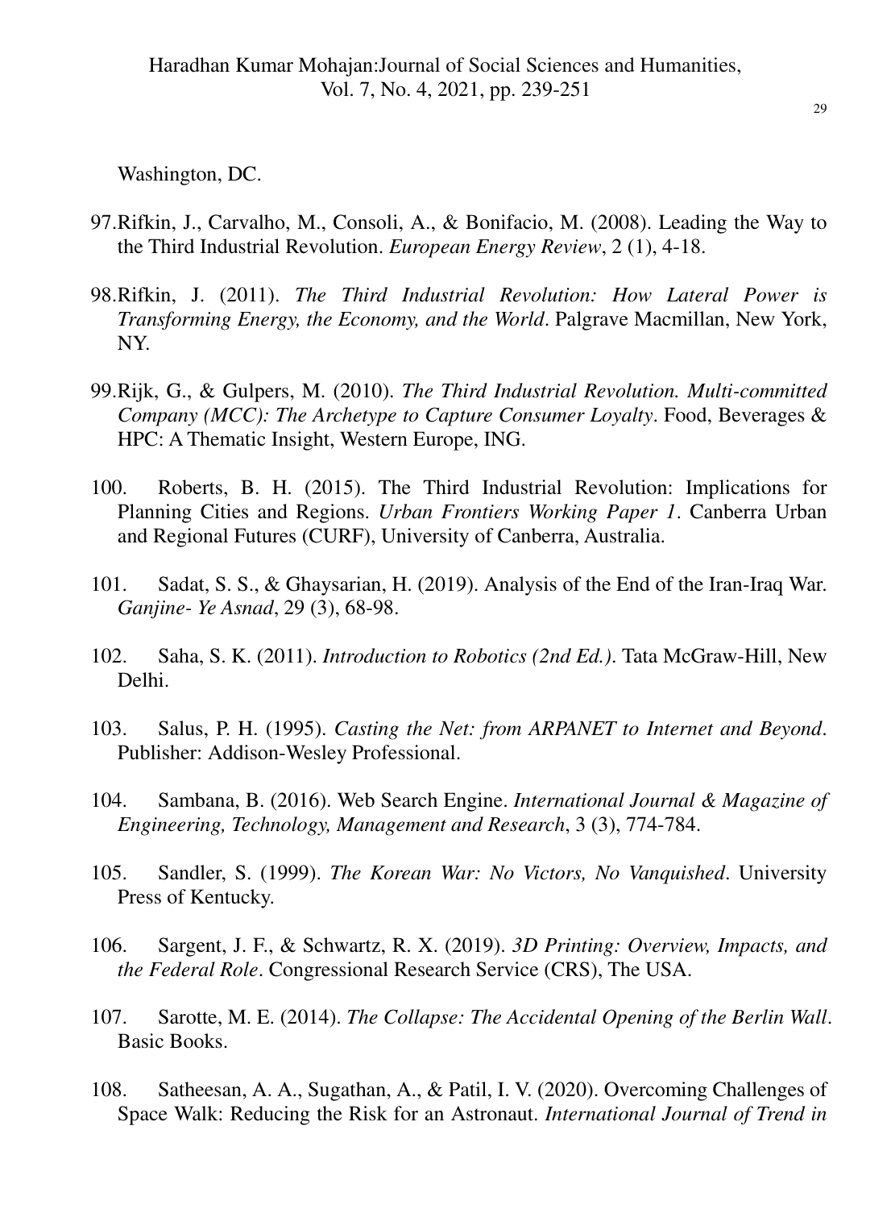Washington, DC.

97. Rifkin, J., Carvalho, M., Consoli, A., & Bonifacio, M. (2008). Leading the Way to the Third Industrial Revolution. *European Energy Review*, 2 (1), 4-18.

98. Rifkin, J. (2011). *The Third Industrial Revolution: How Lateral Power is Transforming Energy, the Economy, and the World*. Palgrave Macmillan, New York, NY.

99. Rijk, G., & Gulpers, M. (2010). *The Third Industrial Revolution. Multi-committed Company (MCC): The Archetype to Capture Consumer Loyalty*. Food, Beverages & HPC: A Thematic Insight, Western Europe, ING.

100. Roberts, B. H. (2015). The Third Industrial Revolution: Implications for Planning Cities and Regions. *Urban Frontiers Working Paper 1*. Canberra Urban and Regional Futures (CURF), University of Canberra, Australia.

101. Sadat, S. S., & Ghaysarian, H. (2019). Analysis of the End of the Iran-Iraq War. *Ganjine- Ye Asnad*, 29 (3), 68-98.

102. Saha, S. K. (2011). *Introduction to Robotics (2nd Ed.)*. Tata McGraw-Hill, New Delhi.

103. Salus, P. H. (1995). *Casting the Net: from ARPANET to Internet and Beyond*. Publisher: Addison-Wesley Professional.

104. Sambana, B. (2016). Web Search Engine. *International Journal & Magazine of Engineering, Technology, Management and Research*, 3 (3), 774-784.

105. Sandler, S. (1999). *The Korean War: No Victors, No Vanquished*. University Press of Kentucky.

106. Sargent, J. F., & Schwartz, R. X. (2019). *3D Printing: Overview, Impacts, and the Federal Role*. Congressional Research Service (CRS), The USA.

107. Sarotte, M. E. (2014). *The Collapse: The Accidental Opening of the Berlin Wall*. Basic Books.

108. Satheesan, A. A., Sugathan, A., & Patil, I. V. (2020). Overcoming Challenges of Space Walk: Reducing the Risk for an Astronaut. *International Journal of Trend in*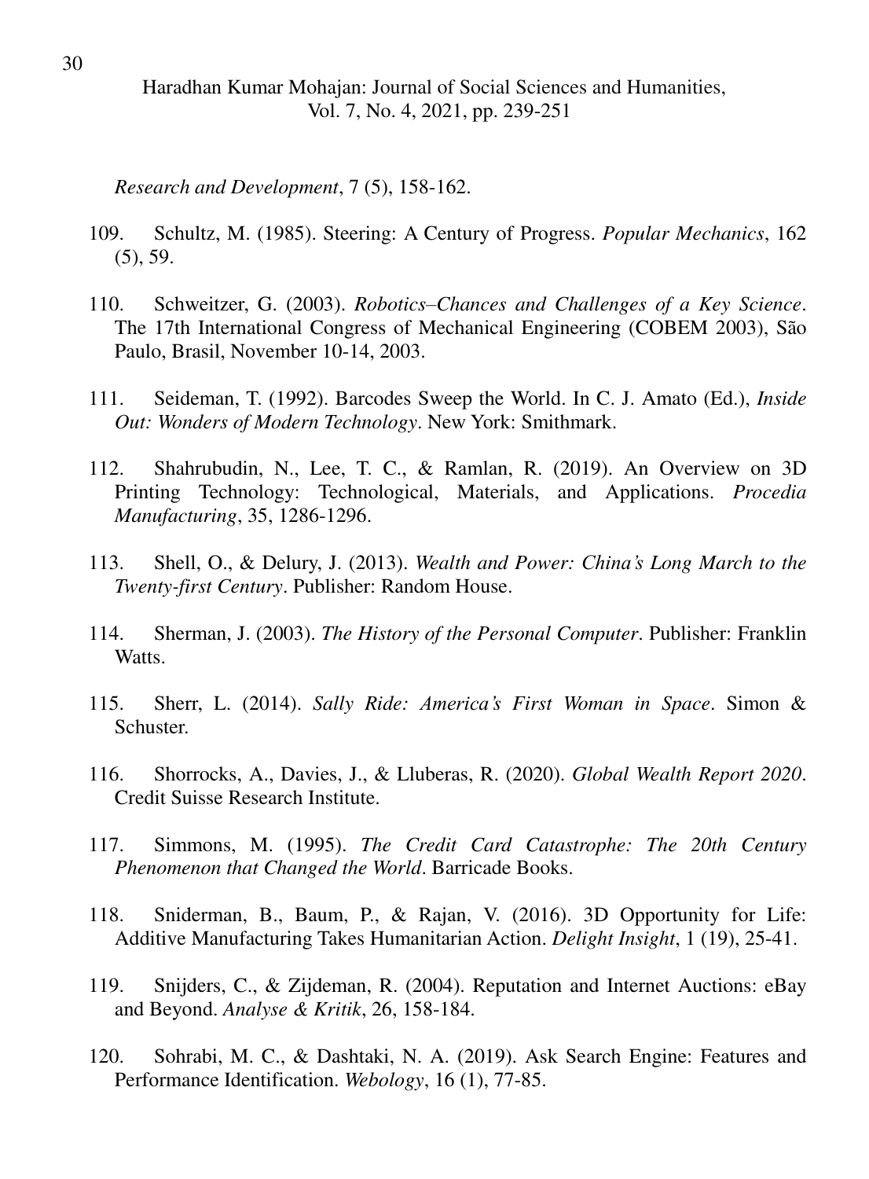*Research and Development*, 7 (5), 158-162.

109. Schultz, M. (1985). Steering: A Century of Progress. *Popular Mechanics*, 162 (5), 59.

110. Schweitzer, G. (2003). *Robotics–Chances and Challenges of a Key Science*. The 17th International Congress of Mechanical Engineering (COBEM 2003), São Paulo, Brasil, November 10-14, 2003.

111. Seideman, T. (1992). Barcodes Sweep the World. In C. J. Amato (Ed.), *Inside Out: Wonders of Modern Technology*. New York: Smithmark.

112. Shahrubudin, N., Lee, T. C., & Ramlan, R. (2019). An Overview on 3D Printing Technology: Technological, Materials, and Applications. *Procedia Manufacturing*, 35, 1286-1296.

113. Shell, O., & Delury, J. (2013). *Wealth and Power: China's Long March to the Twenty-first Century*. Publisher: Random House.

114. Sherman, J. (2003). *The History of the Personal Computer*. Publisher: Franklin Watts.

115. Sherr, L. (2014). *Sally Ride: America's First Woman in Space*. Simon & Schuster.

116. Shorrocks, A., Davies, J., & Lluberas, R. (2020). *Global Wealth Report 2020*. Credit Suisse Research Institute.

117. Simmons, M. (1995). *The Credit Card Catastrophe: The 20th Century Phenomenon that Changed the World*. Barricade Books.

118. Sniderman, B., Baum, P., & Rajan, V. (2016). 3D Opportunity for Life: Additive Manufacturing Takes Humanitarian Action. *Delight Insight*, 1 (19), 25-41.

119. Snijders, C., & Zijdeman, R. (2004). Reputation and Internet Auctions: eBay and Beyond. *Analyse & Kritik*, 26, 158-184.

120. Sohrabi, M. C., & Dashtaki, N. A. (2019). Ask Search Engine: Features and Performance Identification. *Webology*, 16 (1), 77-85.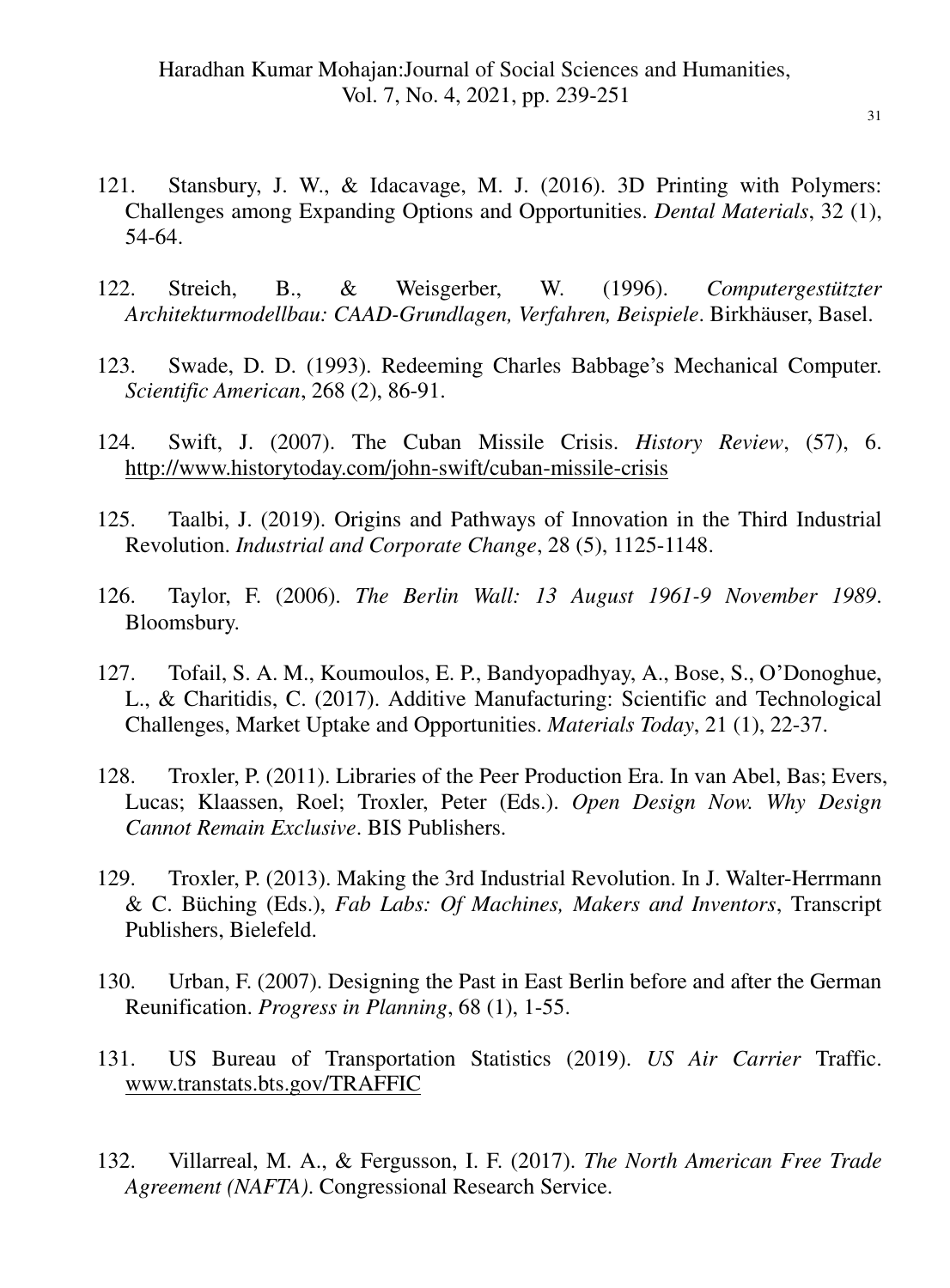121. Stansbury, J. W., & Idacavage, M. J. (2016). 3D Printing with Polymers: Challenges among Expanding Options and Opportunities. *Dental Materials*, 32 (1), 54-64.

122. Streich, B., & Weisgerber, W. (1996). *Computergestützter Architekturmodellbau: CAAD-Grundlagen, Verfahren, Beispiele*. Birkhäuser, Basel.

123. Swade, D. D. (1993). Redeeming Charles Babbage's Mechanical Computer. *Scientific American*, 268 (2), 86-91.

124. Swift, J. (2007). The Cuban Missile Crisis. *History Review*, (57), 6. http://www.historytoday.com/john-swift/cuban-missile-crisis

125. Taalbi, J. (2019). Origins and Pathways of Innovation in the Third Industrial Revolution. *Industrial and Corporate Change*, 28 (5), 1125-1148.

126. Taylor, F. (2006). *The Berlin Wall: 13 August 1961-9 November 1989*. Bloomsbury.

127. Tofail, S. A. M., Koumoulos, E. P., Bandyopadhyay, A., Bose, S., O'Donoghue, L., & Charitidis, C. (2017). Additive Manufacturing: Scientific and Technological Challenges, Market Uptake and Opportunities. *Materials Today*, 21 (1), 22-37.

128. Troxler, P. (2011). Libraries of the Peer Production Era. In van Abel, Bas; Evers, Lucas; Klaassen, Roel; Troxler, Peter (Eds.). *Open Design Now. Why Design Cannot Remain Exclusive*. BIS Publishers.

129. Troxler, P. (2013). Making the 3rd Industrial Revolution. In J. Walter-Herrmann & C. Büching (Eds.), *Fab Labs: Of Machines, Makers and Inventors*, Transcript Publishers, Bielefeld.

130. Urban, F. (2007). Designing the Past in East Berlin before and after the German Reunification. *Progress in Planning*, 68 (1), 1-55.

131. US Bureau of Transportation Statistics (2019). *US Air Carrier* Traffic. www.transtats.bts.gov/TRAFFIC

132. Villarreal, M. A., & Fergusson, I. F. (2017). *The North American Free Trade Agreement (NAFTA)*. Congressional Research Service.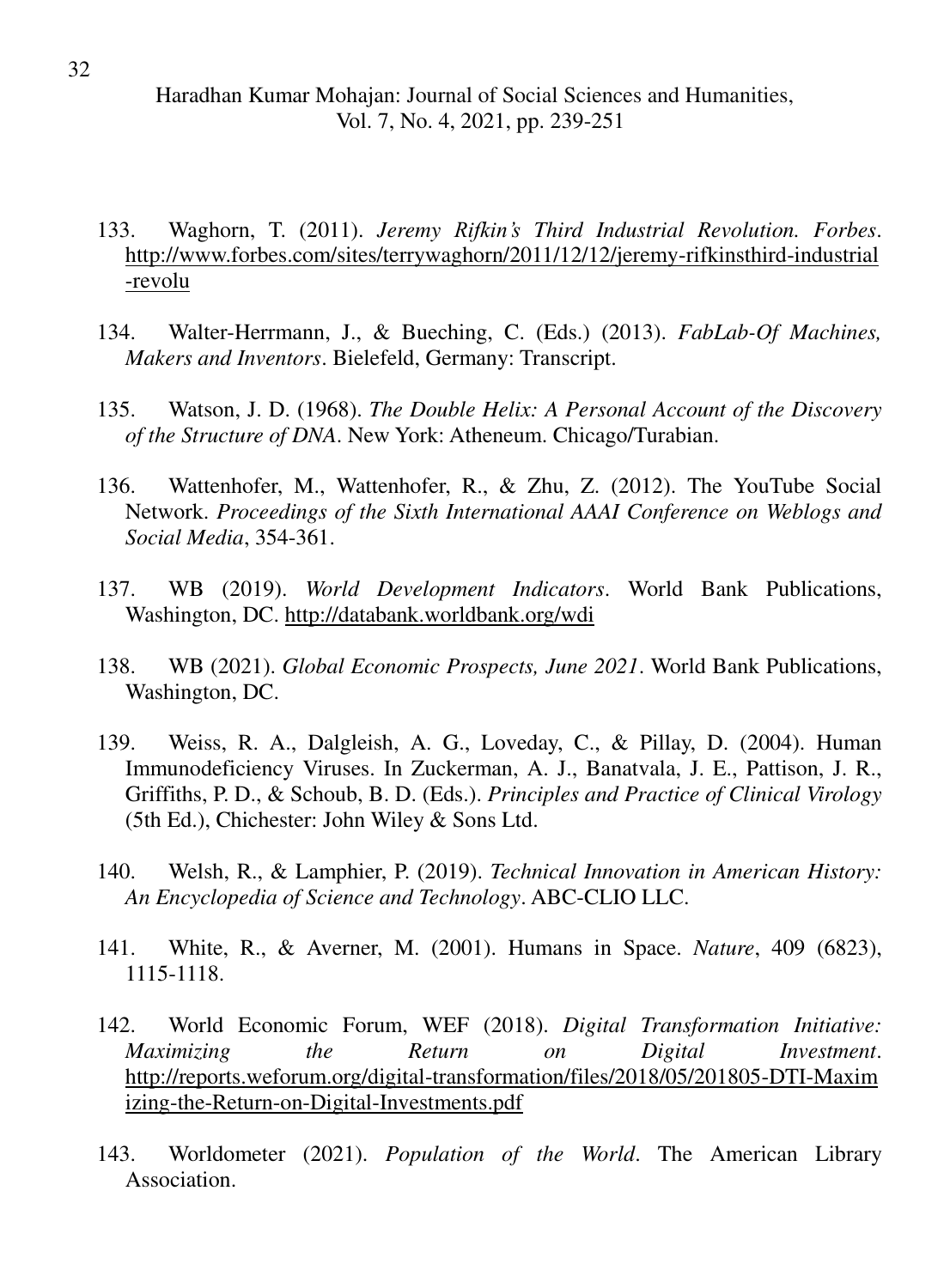133. Waghorn, T. (2011). *Jeremy Rifkin's Third Industrial Revolution. Forbes*. http://www.forbes.com/sites/terrywaghorn/2011/12/12/jeremy-rifkinsthird-industrial-revolu

134. Walter-Herrmann, J., & Bueching, C. (Eds.) (2013). *FabLab-Of Machines, Makers and Inventors*. Bielefeld, Germany: Transcript.

135. Watson, J. D. (1968). *The Double Helix: A Personal Account of the Discovery of the Structure of DNA*. New York: Atheneum. Chicago/Turabian.

136. Wattenhofer, M., Wattenhofer, R., & Zhu, Z. (2012). The YouTube Social Network. *Proceedings of the Sixth International AAAI Conference on Weblogs and Social Media*, 354-361.

137. WB (2019). *World Development Indicators*. World Bank Publications, Washington, DC. http://databank.worldbank.org/wdi

138. WB (2021). *Global Economic Prospects, June 2021*. World Bank Publications, Washington, DC.

139. Weiss, R. A., Dalgleish, A. G., Loveday, C., & Pillay, D. (2004). Human Immunodeficiency Viruses. In Zuckerman, A. J., Banatvala, J. E., Pattison, J. R., Griffiths, P. D., & Schoub, B. D. (Eds.). *Principles and Practice of Clinical Virology* (5th Ed.), Chichester: John Wiley & Sons Ltd.

140. Welsh, R., & Lamphier, P. (2019). *Technical Innovation in American History: An Encyclopedia of Science and Technology*. ABC-CLIO LLC.

141. White, R., & Averner, M. (2001). Humans in Space. *Nature*, 409 (6823), 1115-1118.

142. World Economic Forum, WEF (2018). *Digital Transformation Initiative: Maximizing the Return on Digital Investment*. http://reports.weforum.org/digital-transformation/files/2018/05/201805-DTI-Maximizing-the-Return-on-Digital-Investments.pdf

143. Worldometer (2021). *Population of the World*. The American Library Association.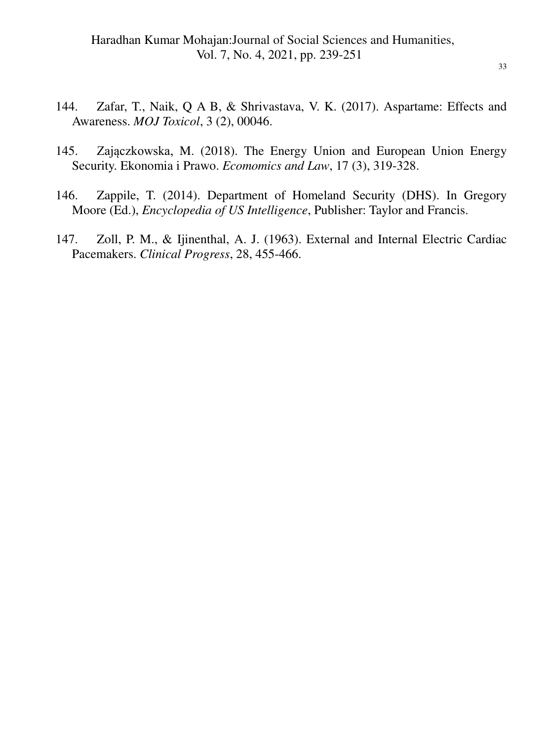144. Zafar, T., Naik, Q A B, & Shrivastava, V. K. (2017). Aspartame: Effects and Awareness. *MOJ Toxicol*, 3 (2), 00046.

145. Zajączkowska, M. (2018). The Energy Union and European Union Energy Security. Ekonomia i Prawo. *Ecomomics and Law*, 17 (3), 319-328.

146. Zappile, T. (2014). Department of Homeland Security (DHS). In Gregory Moore (Ed.), *Encyclopedia of US Intelligence*, Publisher: Taylor and Francis.

147. Zoll, P. M., & Ijinenthal, A. J. (1963). External and Internal Electric Cardiac Pacemakers. *Clinical Progress*, 28, 455-466.